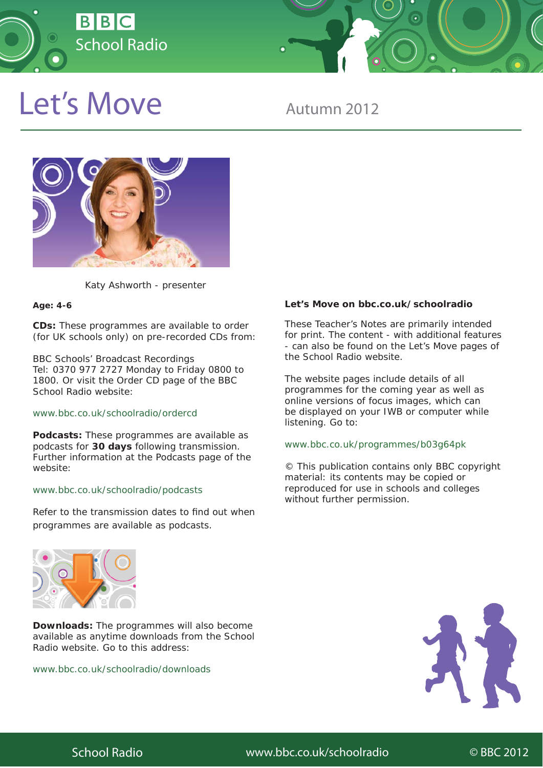# Let's Move

Autumn 2012

Katy Ashworth - presenter

**Age: 4-6**

**CDs:** These programmes are available to order (for UK schools only) on pre-recorded CDs from:

BBC Schools' Broadcast Recordings
Tel: 0370 977 2727 Monday to Friday 0800 to 1800. Or visit the Order CD page of the BBC School Radio website:

www.bbc.co.uk/schoolradio/ordercd

**Podcasts:** These programmes are available as podcasts for **30 days** following transmission. Further information at the Podcasts page of the website:

www.bbc.co.uk/schoolradio/podcasts

Refer to the transmission dates to find out when programmes are available as podcasts.

**Downloads:** The programmes will also become available as anytime downloads from the School Radio website. Go to this address:

www.bbc.co.uk/schoolradio/downloads

**Let's Move on bbc.co.uk/schoolradio**

These Teacher's Notes are primarily intended for print. The content - with additional features - can also be found on the Let's Move pages of the School Radio website.

The website pages include details of all programmes for the coming year as well as online versions of focus images, which can be displayed on your IWB or computer while listening. Go to:

www.bbc.co.uk/programmes/b03g64pk

© This publication contains only BBC copyright material: its contents may be copied or reproduced for use in schools and colleges without further permission.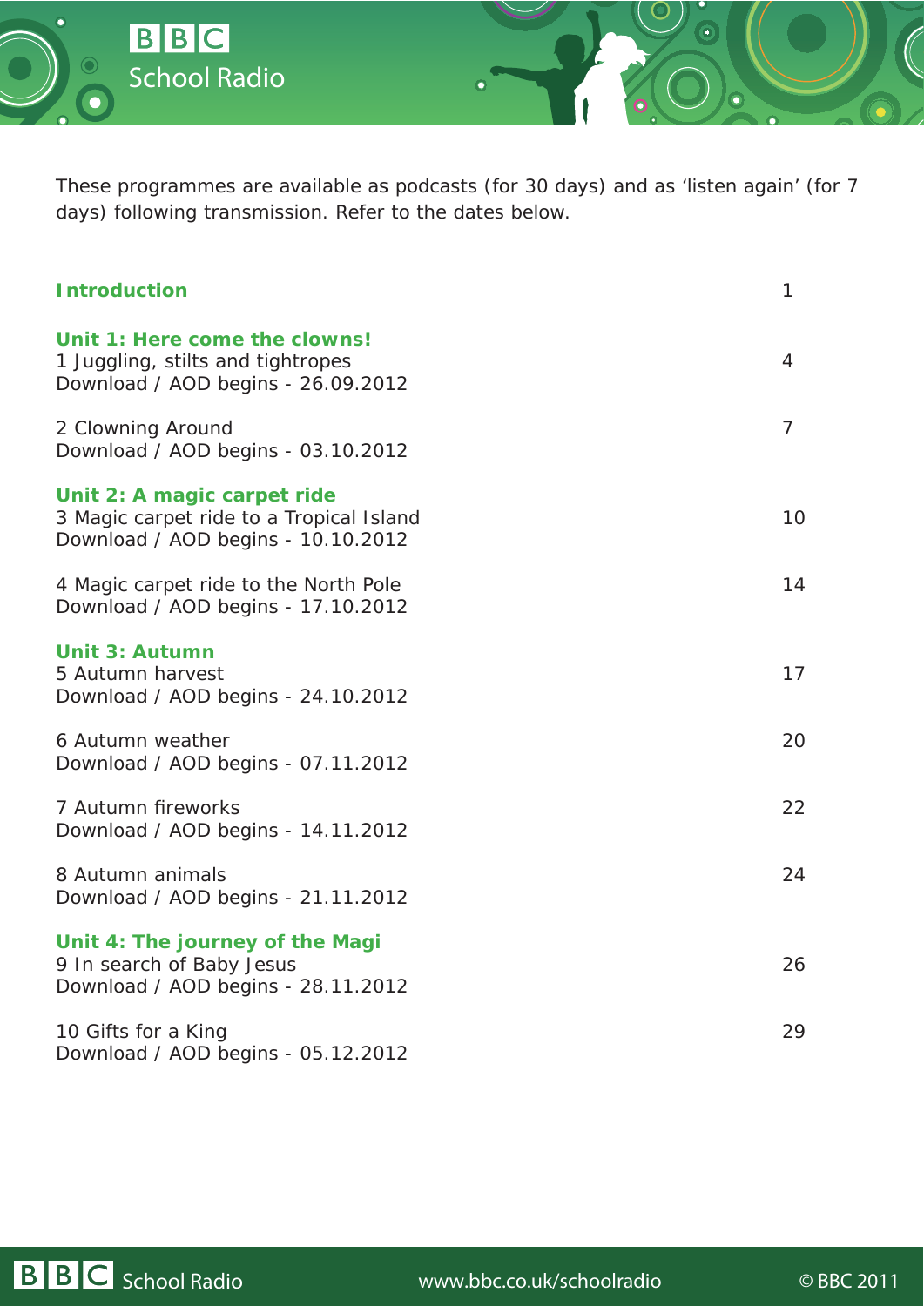These programmes are available as podcasts (for 30 days) and as 'listen again' (for 7 days) following transmission. Refer to the dates below.

| | |
|---|---|
| **Introduction** | 1 |
| **Unit 1: Here come the clowns!** | |
| 1 Juggling, stilts and tightropes<br>Download / AOD begins - 26.09.2012 | 4 |
| 2 Clowning Around<br>Download / AOD begins - 03.10.2012 | 7 |
| **Unit 2: A magic carpet ride** | |
| 3 Magic carpet ride to a Tropical Island<br>Download / AOD begins - 10.10.2012 | 10 |
| 4 Magic carpet ride to the North Pole<br>Download / AOD begins - 17.10.2012 | 14 |
| **Unit 3: Autumn** | |
| 5 Autumn harvest<br>Download / AOD begins - 24.10.2012 | 17 |
| 6 Autumn weather<br>Download / AOD begins - 07.11.2012 | 20 |
| 7 Autumn fireworks<br>Download / AOD begins - 14.11.2012 | 22 |
| 8 Autumn animals<br>Download / AOD begins - 21.11.2012 | 24 |
| **Unit 4: The journey of the Magi** | |
| 9 In search of Baby Jesus<br>Download / AOD begins - 28.11.2012 | 26 |
| 10 Gifts for a King<br>Download / AOD begins - 05.12.2012 | 29 |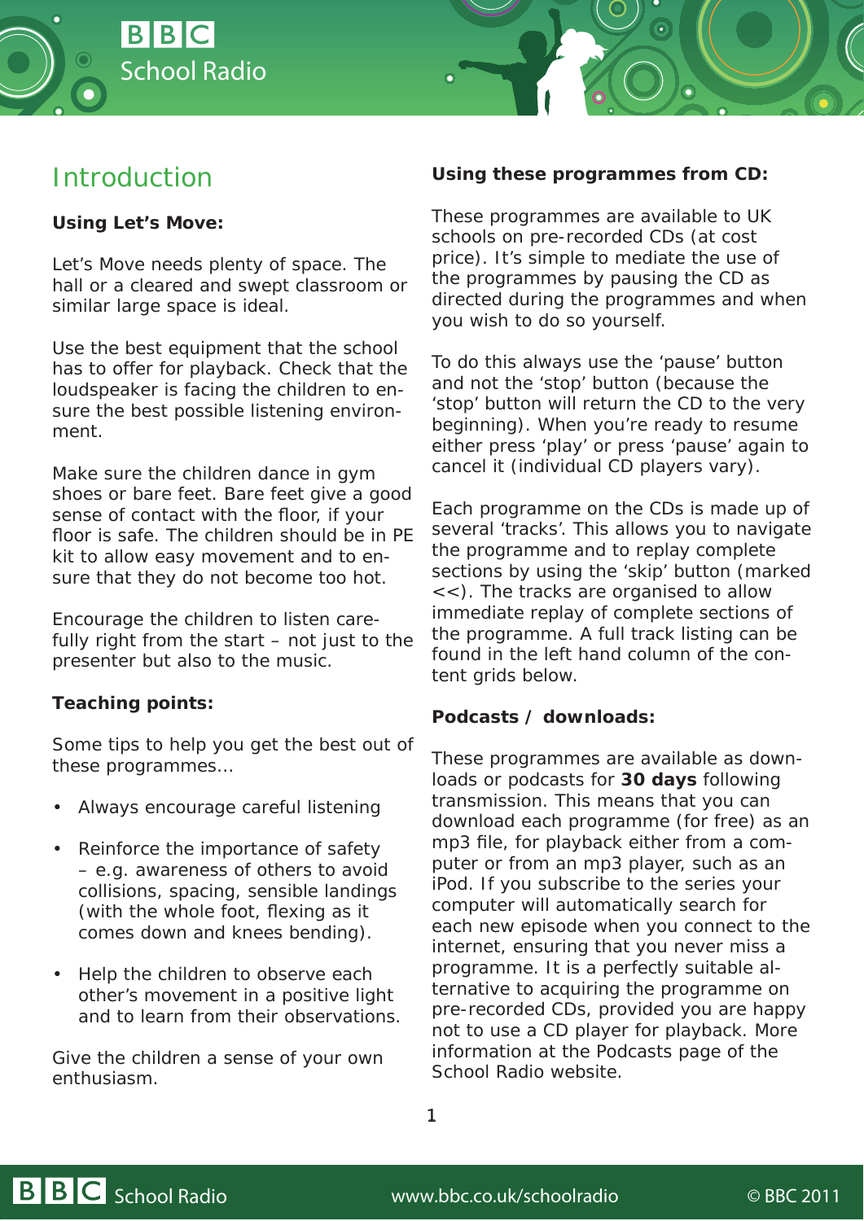# Introduction

**Using Let's Move:**

Let's Move needs plenty of space. The hall or a cleared and swept classroom or similar large space is ideal.

Use the best equipment that the school has to offer for playback. Check that the loudspeaker is facing the children to ensure the best possible listening environment.

Make sure the children dance in gym shoes or bare feet. Bare feet give a good sense of contact with the floor, if your floor is safe. The children should be in PE kit to allow easy movement and to ensure that they do not become too hot.

Encourage the children to listen carefully right from the start – not just to the presenter but also to the music.

**Teaching points:**

Some tips to help you get the best out of these programmes...

- Always encourage careful listening
- Reinforce the importance of safety – e.g. awareness of others to avoid collisions, spacing, sensible landings (with the whole foot, flexing as it comes down and knees bending).
- Help the children to observe each other's movement in a positive light and to learn from their observations.

Give the children a sense of your own enthusiasm.

**Using these programmes from CD:**

These programmes are available to UK schools on pre-recorded CDs (at cost price). It's simple to mediate the use of the programmes by pausing the CD as directed during the programmes and when you wish to do so yourself.

To do this always use the 'pause' button and not the 'stop' button (because the 'stop' button will return the CD to the very beginning). When you're ready to resume either press 'play' or press 'pause' again to cancel it (individual CD players vary).

Each programme on the CDs is made up of several 'tracks'. This allows you to navigate the programme and to replay complete sections by using the 'skip' button (marked <<). The tracks are organised to allow immediate replay of complete sections of the programme. A full track listing can be found in the left hand column of the content grids below.

**Podcasts / downloads:**

These programmes are available as downloads or podcasts for **30 days** following transmission. This means that you can download each programme (for free) as an mp3 file, for playback either from a computer or from an mp3 player, such as an iPod. If you subscribe to the series your computer will automatically search for each new episode when you connect to the internet, ensuring that you never miss a programme. It is a perfectly suitable alternative to acquiring the programme on pre-recorded CDs, provided you are happy not to use a CD player for playback. More information at the Podcasts page of the School Radio website.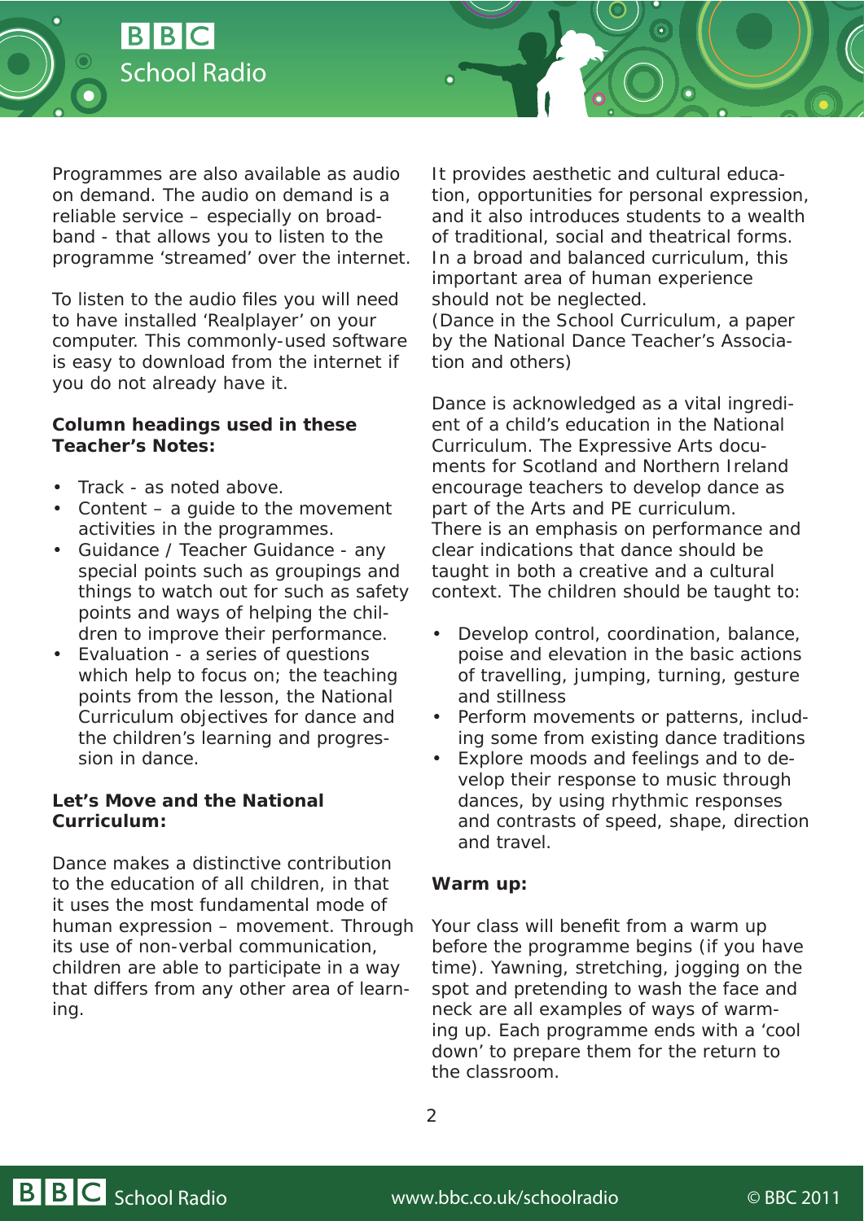Programmes are also available as audio on demand. The audio on demand is a reliable service – especially on broadband - that allows you to listen to the programme 'streamed' over the internet.

To listen to the audio files you will need to have installed 'Realplayer' on your computer. This commonly-used software is easy to download from the internet if you do not already have it.

**Column headings used in these Teacher's Notes:**

- Track - as noted above.
- Content – a guide to the movement activities in the programmes.
- Guidance / Teacher Guidance - any special points such as groupings and things to watch out for such as safety points and ways of helping the children to improve their performance.
- Evaluation - a series of questions which help to focus on; the teaching points from the lesson, the National Curriculum objectives for dance and the children's learning and progression in dance.

**Let's Move and the National Curriculum:**

Dance makes a distinctive contribution to the education of all children, in that it uses the most fundamental mode of human expression – movement. Through its use of non-verbal communication, children are able to participate in a way that differs from any other area of learning.

It provides aesthetic and cultural education, opportunities for personal expression, and it also introduces students to a wealth of traditional, social and theatrical forms. In a broad and balanced curriculum, this important area of human experience should not be neglected.
(Dance in the School Curriculum, a paper by the National Dance Teacher's Association and others)

Dance is acknowledged as a vital ingredient of a child's education in the National Curriculum. The Expressive Arts documents for Scotland and Northern Ireland encourage teachers to develop dance as part of the Arts and PE curriculum. There is an emphasis on performance and clear indications that dance should be taught in both a creative and a cultural context. The children should be taught to:

- Develop control, coordination, balance, poise and elevation in the basic actions of travelling, jumping, turning, gesture and stillness
- Perform movements or patterns, including some from existing dance traditions
- Explore moods and feelings and to develop their response to music through dances, by using rhythmic responses and contrasts of speed, shape, direction and travel.

**Warm up:**

Your class will benefit from a warm up before the programme begins (if you have time). Yawning, stretching, jogging on the spot and pretending to wash the face and neck are all examples of ways of warming up. Each programme ends with a 'cool down' to prepare them for the return to the classroom.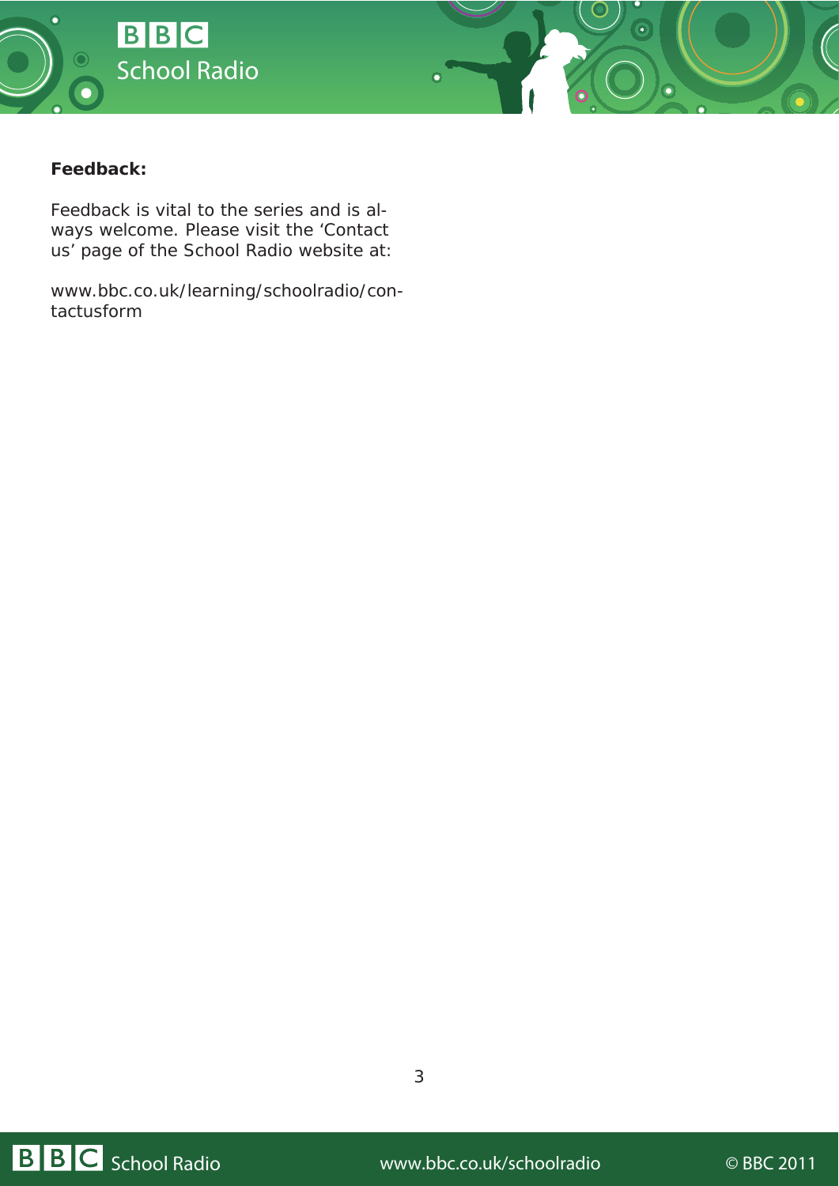**Feedback:**

Feedback is vital to the series and is always welcome. Please visit the 'Contact us' page of the School Radio website at:

www.bbc.co.uk/learning/schoolradio/contactusform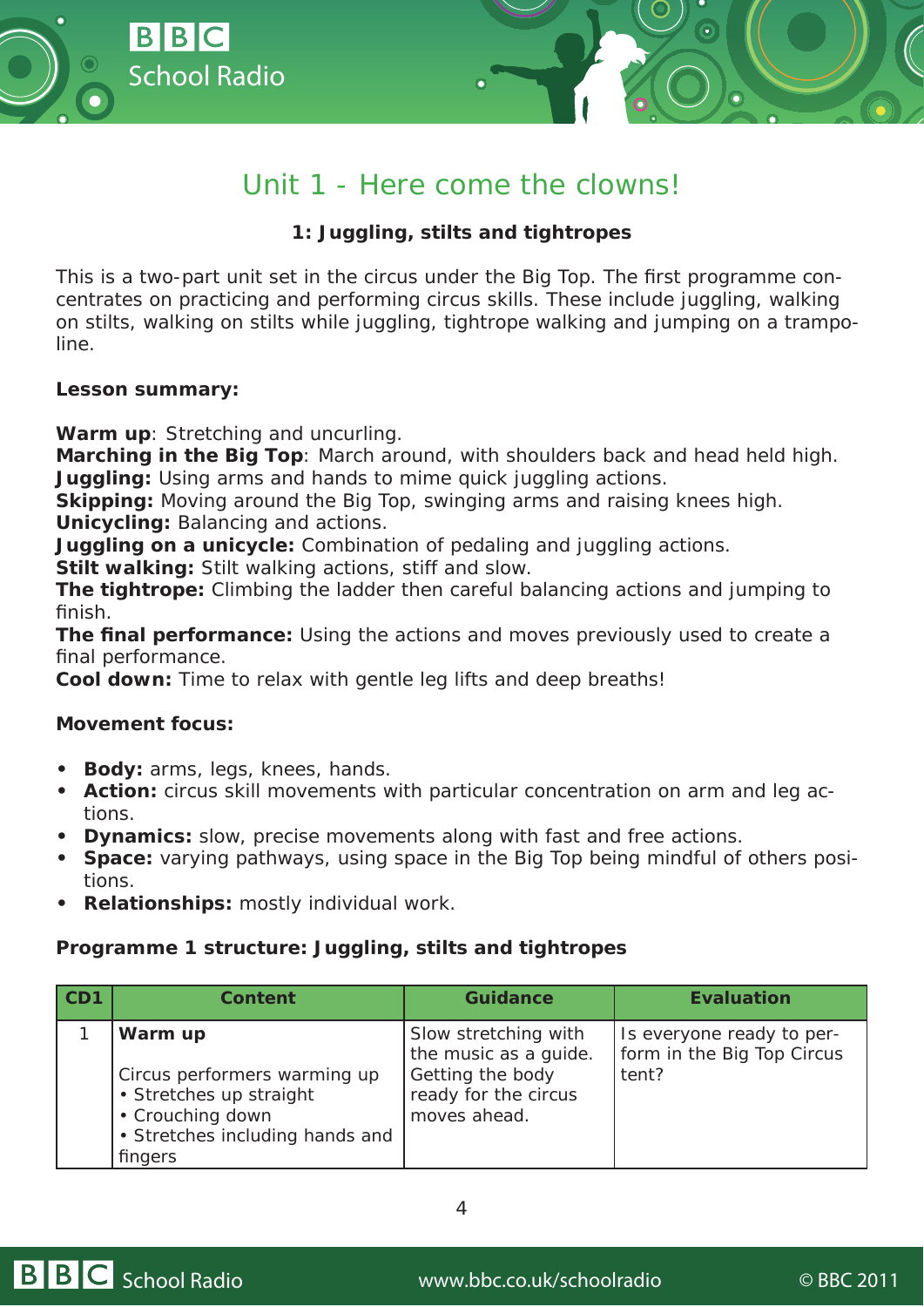# Unit 1 - Here come the clowns!

### 1: Juggling, stilts and tightropes

This is a two-part unit set in the circus under the Big Top. The first programme concentrates on practicing and performing circus skills. These include juggling, walking on stilts, walking on stilts while juggling, tightrope walking and jumping on a trampoline.

**Lesson summary:**

**Warm up**: Stretching and uncurling.
**Marching in the Big Top**: March around, with shoulders back and head held high.
**Juggling:** Using arms and hands to mime quick juggling actions.
**Skipping:** Moving around the Big Top, swinging arms and raising knees high.
**Unicycling:** Balancing and actions.
**Juggling on a unicycle:** Combination of pedaling and juggling actions.
**Stilt walking:** Stilt walking actions, stiff and slow.
**The tightrope:** Climbing the ladder then careful balancing actions and jumping to finish.
**The final performance:** Using the actions and moves previously used to create a final performance.
**Cool down:** Time to relax with gentle leg lifts and deep breaths!

**Movement focus:**

- **Body:** arms, legs, knees, hands.
- **Action:** circus skill movements with particular concentration on arm and leg actions.
- **Dynamics:** slow, precise movements along with fast and free actions.
- **Space:** varying pathways, using space in the Big Top being mindful of others positions.
- **Relationships:** mostly individual work.

**Programme 1 structure: Juggling, stilts and tightropes**

| CD1 | Content | Guidance | Evaluation |
|---|---|---|---|
| 1 | **Warm up**<br><br>Circus performers warming up<br>• Stretches up straight<br>• Crouching down<br>• Stretches including hands and fingers | Slow stretching with the music as a guide. Getting the body ready for the circus moves ahead. | Is everyone ready to perform in the Big Top Circus tent? |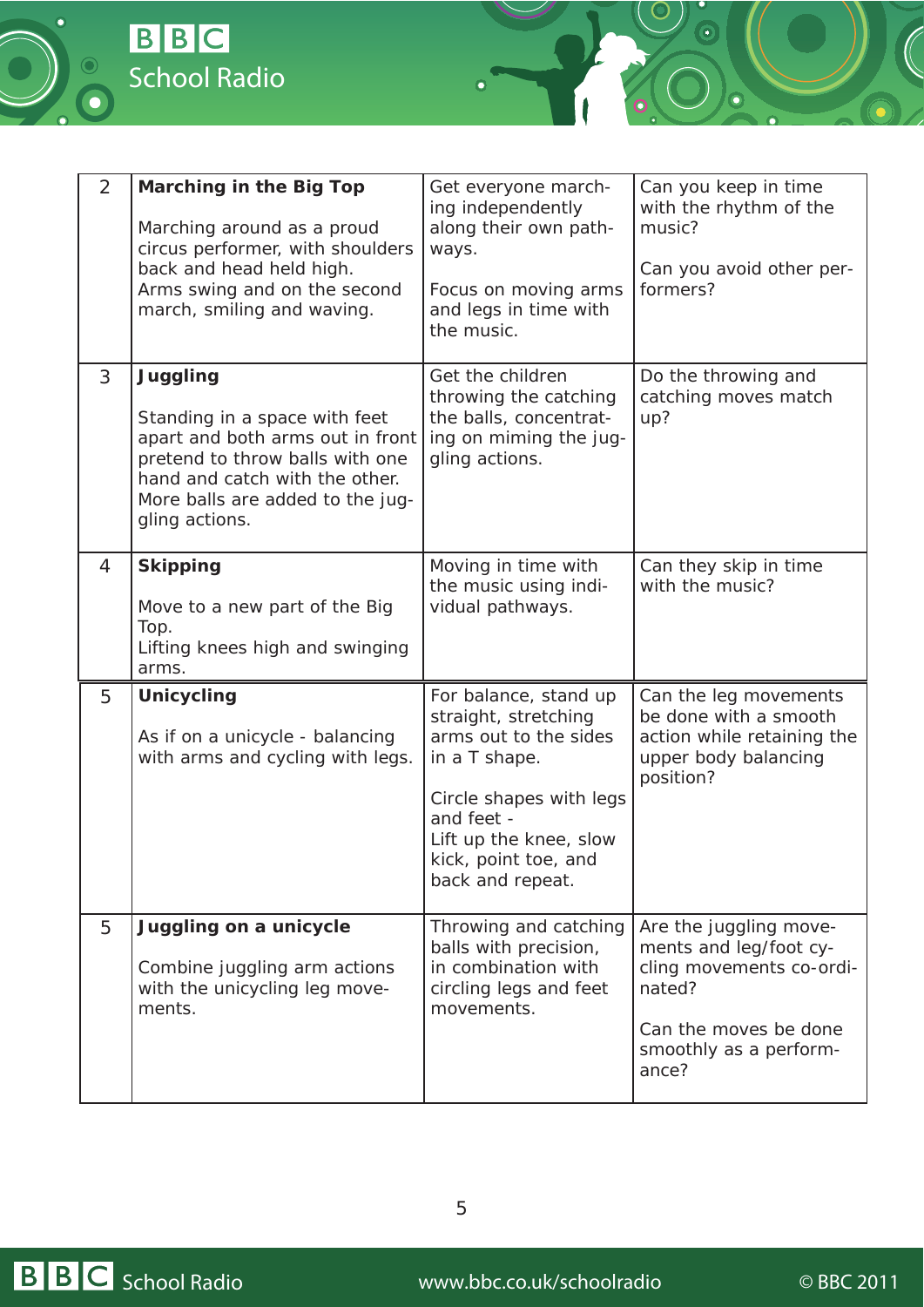| | | | |
|---|---|---|---|
| 2 | **Marching in the Big Top**<br><br>Marching around as a proud circus performer, with shoulders back and head held high. Arms swing and on the second march, smiling and waving. | Get everyone marching independently along their own pathways.<br><br>Focus on moving arms and legs in time with the music. | Can you keep in time with the rhythm of the music?<br><br>Can you avoid other performers? |
| 3 | **Juggling**<br><br>Standing in a space with feet apart and both arms out in front pretend to throw balls with one hand and catch with the other. More balls are added to the juggling actions. | Get the children throwing the catching the balls, concentrating on miming the juggling actions. | Do the throwing and catching moves match up? |
| 4 | **Skipping**<br><br>Move to a new part of the Big Top.<br>Lifting knees high and swinging arms. | Moving in time with the music using individual pathways. | Can they skip in time with the music? |
| 5 | **Unicycling**<br><br>As if on a unicycle - balancing with arms and cycling with legs. | For balance, stand up straight, stretching arms out to the sides in a T shape.<br><br>Circle shapes with legs and feet -<br>Lift up the knee, slow kick, point toe, and back and repeat. | Can the leg movements be done with a smooth action while retaining the upper body balancing position? |
| 5 | **Juggling on a unicycle**<br><br>Combine juggling arm actions with the unicycling leg movements. | Throwing and catching balls with precision, in combination with circling legs and feet movements. | Are the juggling movements and leg/foot cycling movements co-ordinated?<br><br>Can the moves be done smoothly as a performance? |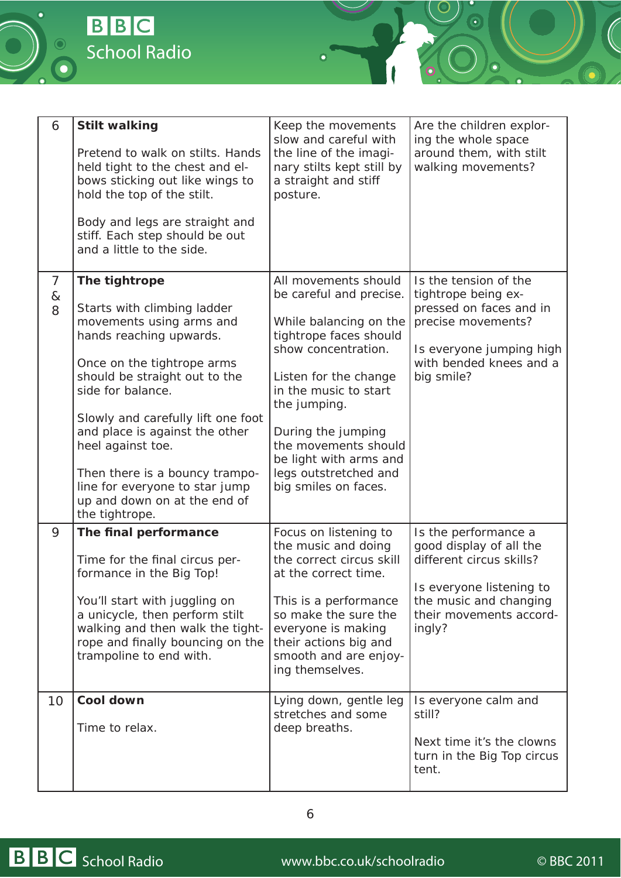| | | | |
|---|---|---|---|
| 6 | **Stilt walking**<br><br>Pretend to walk on stilts. Hands held tight to the chest and elbows sticking out like wings to hold the top of the stilt.<br><br>Body and legs are straight and stiff. Each step should be out and a little to the side. | Keep the movements slow and careful with the line of the imaginary stilts kept still by a straight and stiff posture. | Are the children exploring the whole space around them, with stilt walking movements? |
| 7 & 8 | **The tightrope**<br><br>Starts with climbing ladder movements using arms and hands reaching upwards.<br><br>Once on the tightrope arms should be straight out to the side for balance.<br><br>Slowly and carefully lift one foot and place is against the other heel against toe.<br><br>Then there is a bouncy trampoline for everyone to star jump up and down on at the end of the tightrope. | All movements should be careful and precise.<br><br>While balancing on the tightrope faces should show concentration.<br><br>Listen for the change in the music to start the jumping.<br><br>During the jumping the movements should be light with arms and legs outstretched and big smiles on faces. | Is the tension of the tightrope being expressed on faces and in precise movements?<br><br>Is everyone jumping high with bended knees and a big smile? |
| 9 | **The final performance**<br><br>Time for the final circus performance in the Big Top!<br><br>You'll start with juggling on a unicycle, then perform stilt walking and then walk the tightrope and finally bouncing on the trampoline to end with. | Focus on listening to the music and doing the correct circus skill at the correct time.<br><br>This is a performance so make the sure the everyone is making their actions big and smooth and are enjoying themselves. | Is the performance a good display of all the different circus skills?<br><br>Is everyone listening to the music and changing their movements accordingly? |
| 10 | **Cool down**<br><br>Time to relax. | Lying down, gentle leg stretches and some deep breaths. | Is everyone calm and still?<br><br>Next time it's the clowns turn in the Big Top circus tent. |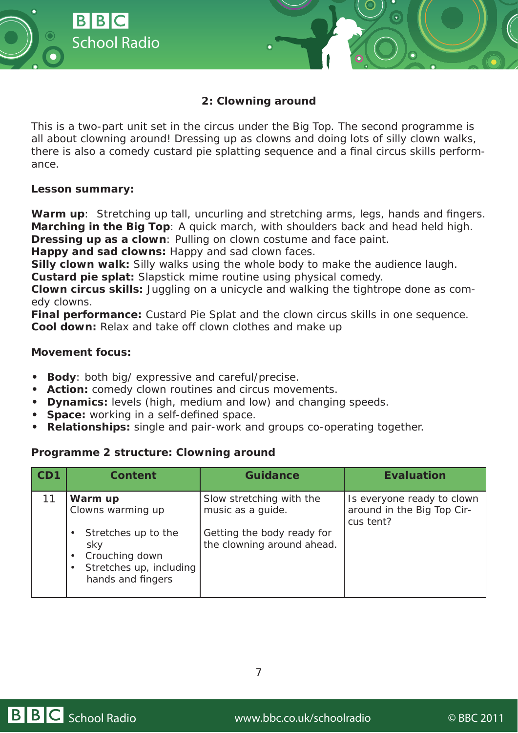## 2: Clowning around

This is a two-part unit set in the circus under the Big Top. The second programme is all about clowning around! Dressing up as clowns and doing lots of silly clown walks, there is also a comedy custard pie splatting sequence and a final circus skills performance.

**Lesson summary:**

**Warm up**: Stretching up tall, uncurling and stretching arms, legs, hands and fingers.
**Marching in the Big Top**: A quick march, with shoulders back and head held high.
**Dressing up as a clown**: Pulling on clown costume and face paint.
**Happy and sad clowns:** Happy and sad clown faces.
**Silly clown walk:** Silly walks using the whole body to make the audience laugh.
**Custard pie splat:** Slapstick mime routine using physical comedy.
**Clown circus skills:** Juggling on a unicycle and walking the tightrope done as comedy clowns.
**Final performance:** Custard Pie Splat and the clown circus skills in one sequence.
**Cool down:** Relax and take off clown clothes and make up

**Movement focus:**

- **Body**: both big/ expressive and careful/precise.
- **Action:** comedy clown routines and circus movements.
- **Dynamics:** levels (high, medium and low) and changing speeds.
- **Space:** working in a self-defined space.
- **Relationships:** single and pair-work and groups co-operating together.

**Programme 2 structure: Clowning around**

| CD1 | Content | Guidance | Evaluation |
|---|---|---|---|
| 11 | **Warm up**<br>Clowns warming up<br>• Stretches up to the sky<br>• Crouching down<br>• Stretches up, including hands and fingers | Slow stretching with the music as a guide.<br><br>Getting the body ready for the clowning around ahead. | Is everyone ready to clown around in the Big Top Circus tent? |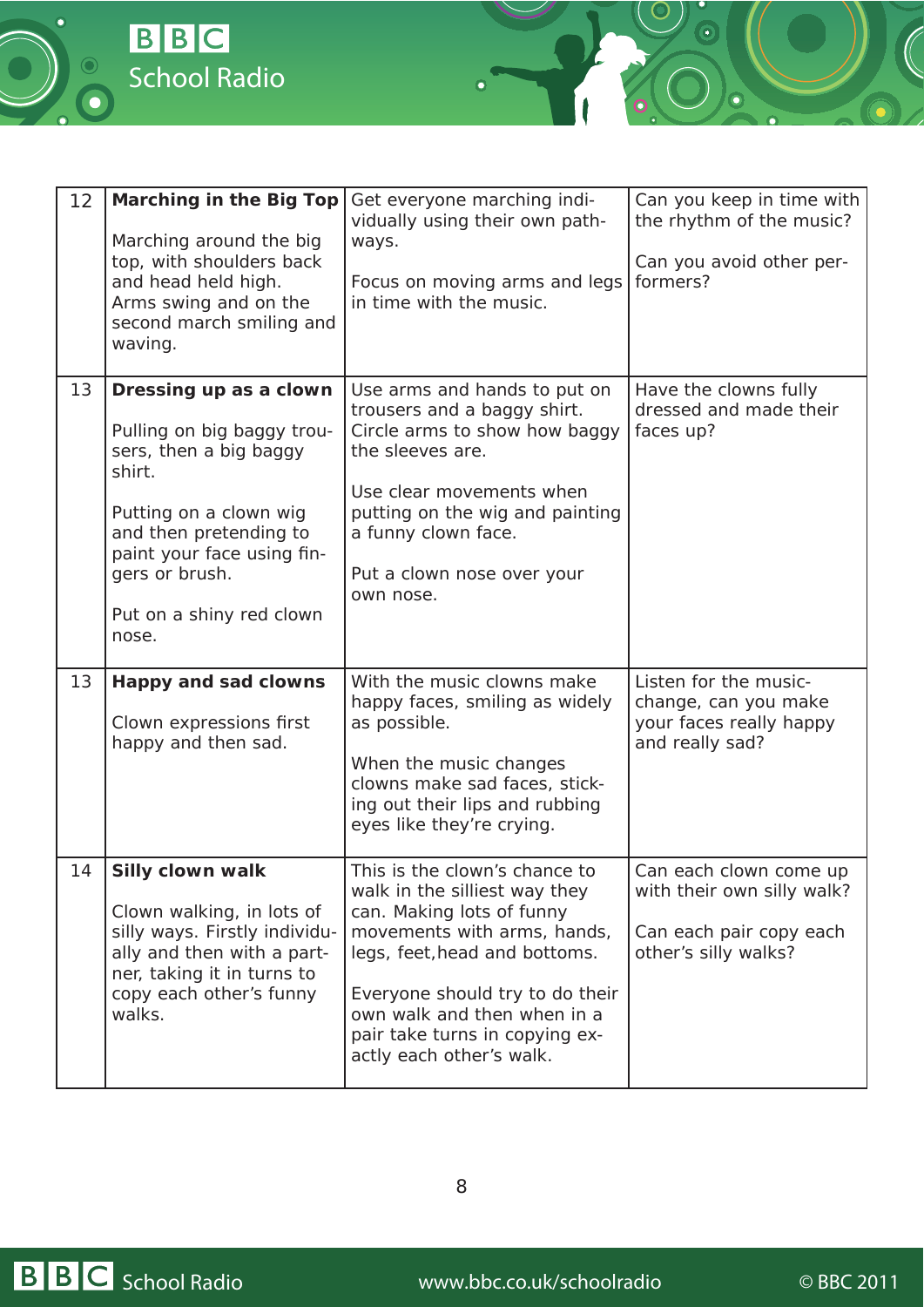| | | | |
|---|---|---|---|
| 12 | **Marching in the Big Top**<br><br>Marching around the big top, with shoulders back and head held high. Arms swing and on the second march smiling and waving. | Get everyone marching individually using their own pathways.<br><br>Focus on moving arms and legs in time with the music. | Can you keep in time with the rhythm of the music?<br><br>Can you avoid other performers? |
| 13 | **Dressing up as a clown**<br><br>Pulling on big baggy trousers, then a big baggy shirt.<br><br>Putting on a clown wig and then pretending to paint your face using fingers or brush.<br><br>Put on a shiny red clown nose. | Use arms and hands to put on trousers and a baggy shirt. Circle arms to show how baggy the sleeves are.<br><br>Use clear movements when putting on the wig and painting a funny clown face.<br><br>Put a clown nose over your own nose. | Have the clowns fully dressed and made their faces up? |
| 13 | **Happy and sad clowns**<br><br>Clown expressions first happy and then sad. | With the music clowns make happy faces, smiling as widely as possible.<br><br>When the music changes clowns make sad faces, sticking out their lips and rubbing eyes like they're crying. | Listen for the music-change, can you make your faces really happy and really sad? |
| 14 | **Silly clown walk**<br><br>Clown walking, in lots of silly ways. Firstly individually and then with a partner, taking it in turns to copy each other's funny walks. | This is the clown's chance to walk in the silliest way they can. Making lots of funny movements with arms, hands, legs, feet,head and bottoms.<br><br>Everyone should try to do their own walk and then when in a pair take turns in copying exactly each other's walk. | Can each clown come up with their own silly walk?<br><br>Can each pair copy each other's silly walks? |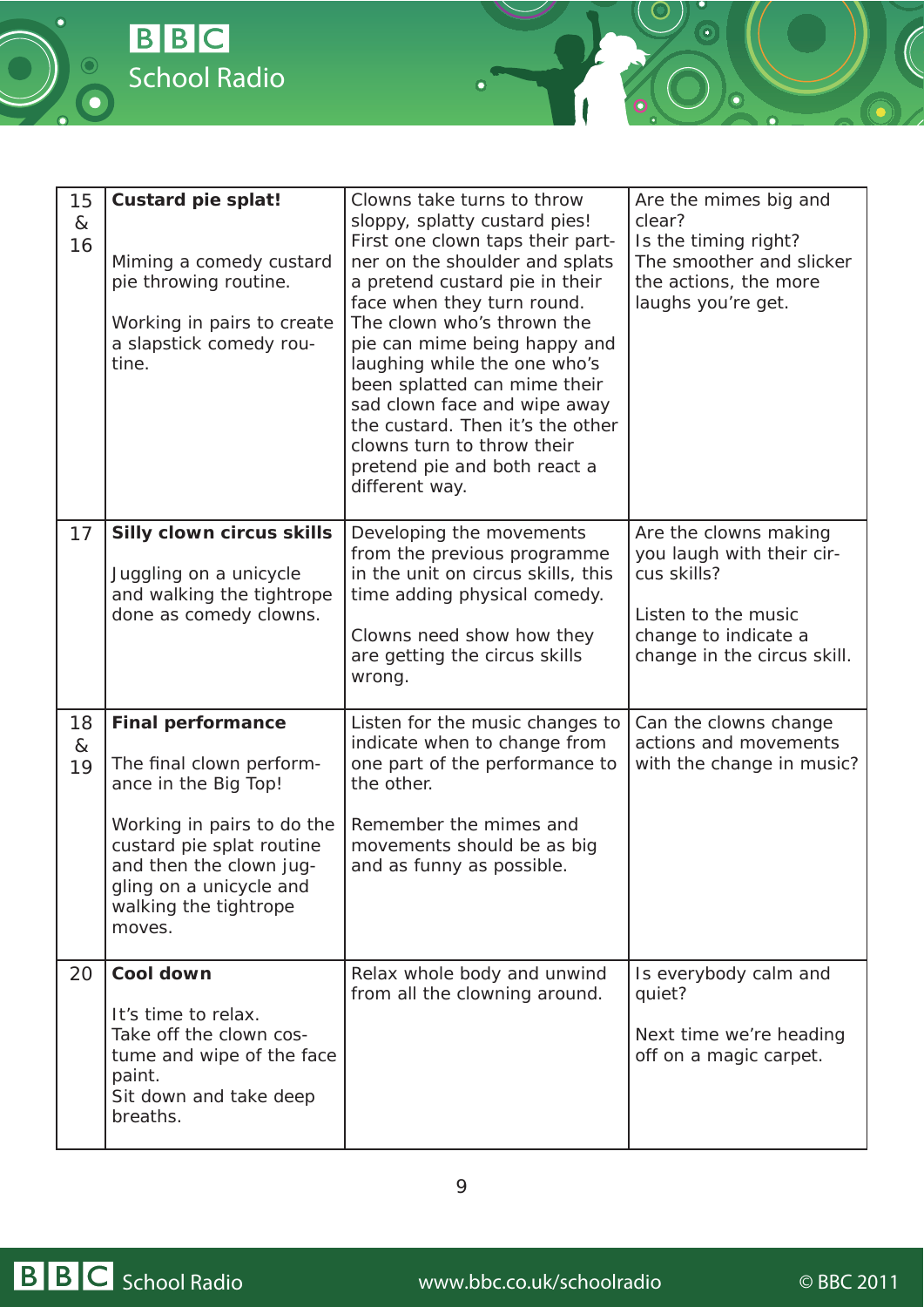| | | | |
|---|---|---|---|
| 15 & 16 | **Custard pie splat!**<br><br>Miming a comedy custard pie throwing routine.<br><br>Working in pairs to create a slapstick comedy routine. | Clowns take turns to throw sloppy, splatty custard pies! First one clown taps their partner on the shoulder and splats a pretend custard pie in their face when they turn round. The clown who's thrown the pie can mime being happy and laughing while the one who's been splatted can mime their sad clown face and wipe away the custard. Then it's the other clowns turn to throw their pretend pie and both react a different way. | Are the mimes big and clear?<br>Is the timing right?<br>The smoother and slicker the actions, the more laughs you're get. |
| 17 | **Silly clown circus skills**<br><br>Juggling on a unicycle and walking the tightrope done as comedy clowns. | Developing the movements from the previous programme in the unit on circus skills, this time adding physical comedy.<br><br>Clowns need show how they are getting the circus skills wrong. | Are the clowns making you laugh with their circus skills?<br><br>Listen to the music change to indicate a change in the circus skill. |
| 18 & 19 | **Final performance**<br><br>The final clown performance in the Big Top!<br><br>Working in pairs to do the custard pie splat routine and then the clown juggling on a unicycle and walking the tightrope moves. | Listen for the music changes to indicate when to change from one part of the performance to the other.<br><br>Remember the mimes and movements should be as big and as funny as possible. | Can the clowns change actions and movements with the change in music? |
| 20 | **Cool down**<br><br>It's time to relax.<br>Take off the clown costume and wipe of the face paint.<br>Sit down and take deep breaths. | Relax whole body and unwind from all the clowning around. | Is everybody calm and quiet?<br><br>Next time we're heading off on a magic carpet. |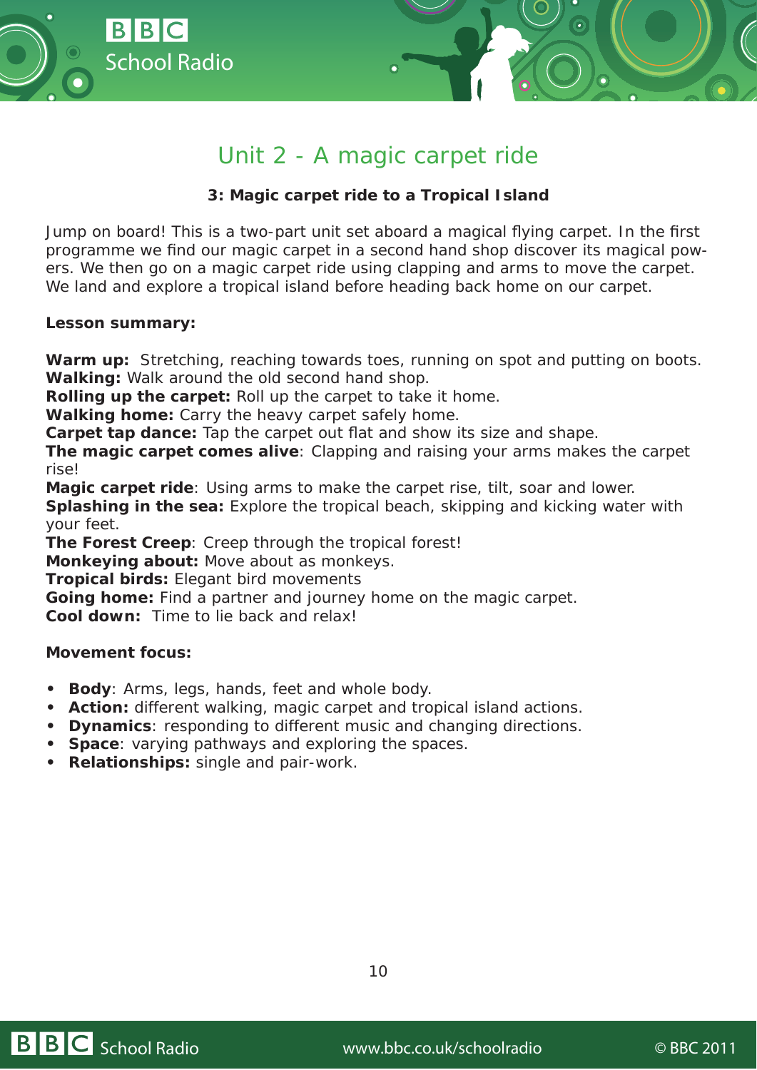# Unit 2 - A magic carpet ride

### 3: Magic carpet ride to a Tropical Island

Jump on board! This is a two-part unit set aboard a magical flying carpet. In the first programme we find our magic carpet in a second hand shop discover its magical powers. We then go on a magic carpet ride using clapping and arms to move the carpet. We land and explore a tropical island before heading back home on our carpet.

**Lesson summary:**

**Warm up:** Stretching, reaching towards toes, running on spot and putting on boots.
**Walking:** Walk around the old second hand shop.
**Rolling up the carpet:** Roll up the carpet to take it home.
**Walking home:** Carry the heavy carpet safely home.
**Carpet tap dance:** Tap the carpet out flat and show its size and shape.
**The magic carpet comes alive**: Clapping and raising your arms makes the carpet rise!
**Magic carpet ride**: Using arms to make the carpet rise, tilt, soar and lower.
**Splashing in the sea:** Explore the tropical beach, skipping and kicking water with your feet.
**The Forest Creep**: Creep through the tropical forest!
**Monkeying about:** Move about as monkeys.
**Tropical birds:** Elegant bird movements
**Going home:** Find a partner and journey home on the magic carpet.
**Cool down:** Time to lie back and relax!

**Movement focus:**

- **Body**: Arms, legs, hands, feet and whole body.
- **Action:** different walking, magic carpet and tropical island actions.
- **Dynamics**: responding to different music and changing directions.
- **Space**: varying pathways and exploring the spaces.
- **Relationships:** single and pair-work.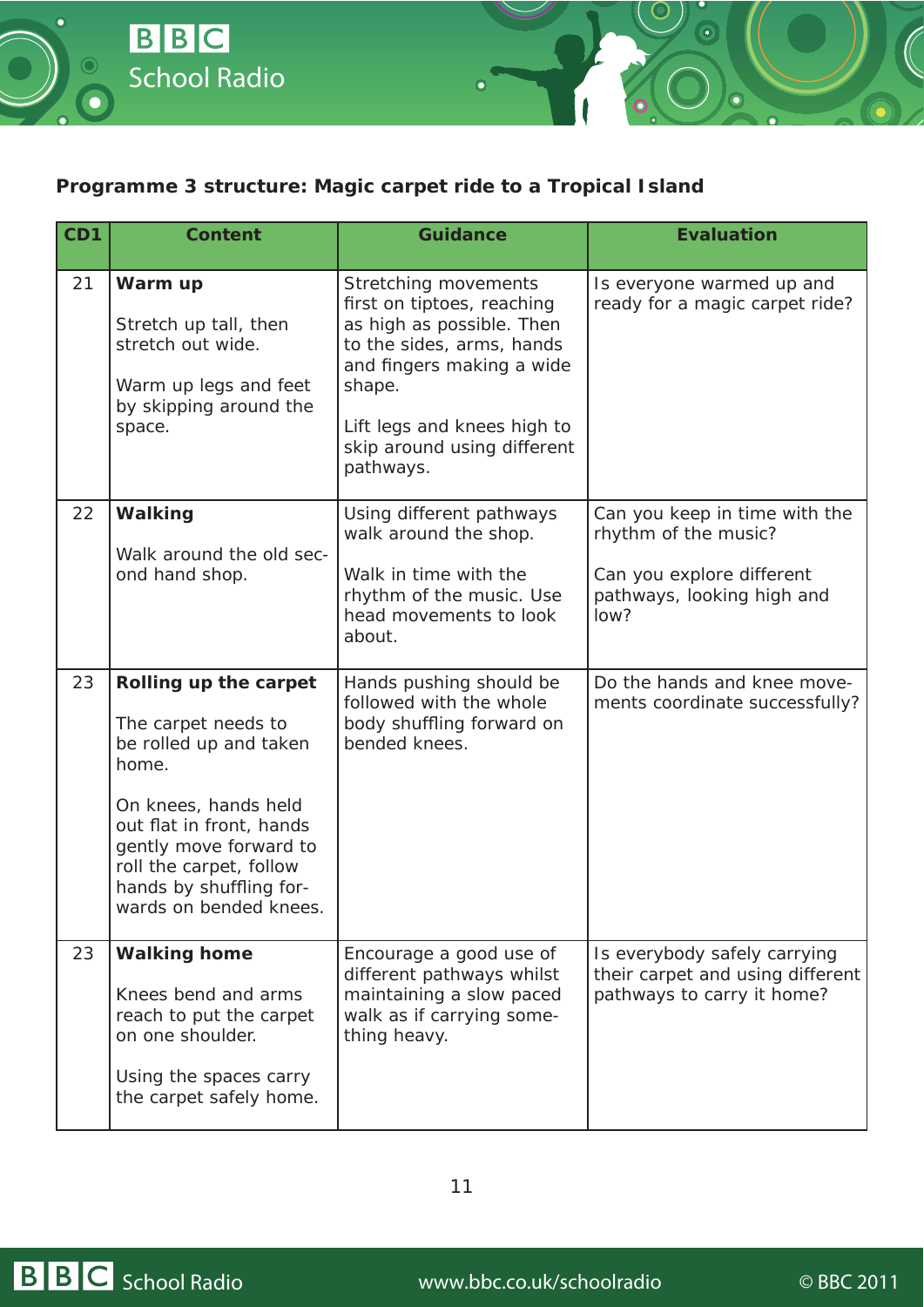**Programme 3 structure: Magic carpet ride to a Tropical Island**

| CD1 | Content | Guidance | Evaluation |
|---|---|---|---|
| 21 | **Warm up**<br><br>Stretch up tall, then stretch out wide.<br><br>Warm up legs and feet by skipping around the space. | Stretching movements first on tiptoes, reaching as high as possible. Then to the sides, arms, hands and fingers making a wide shape.<br><br>Lift legs and knees high to skip around using different pathways. | Is everyone warmed up and ready for a magic carpet ride? |
| 22 | **Walking**<br><br>Walk around the old second hand shop. | Using different pathways walk around the shop.<br><br>Walk in time with the rhythm of the music. Use head movements to look about. | Can you keep in time with the rhythm of the music?<br><br>Can you explore different pathways, looking high and low? |
| 23 | **Rolling up the carpet**<br><br>The carpet needs to be rolled up and taken home.<br><br>On knees, hands held out flat in front, hands gently move forward to roll the carpet, follow hands by shuffling forwards on bended knees. | Hands pushing should be followed with the whole body shuffling forward on bended knees. | Do the hands and knee movements coordinate successfully? |
| 23 | **Walking home**<br><br>Knees bend and arms reach to put the carpet on one shoulder.<br><br>Using the spaces carry the carpet safely home. | Encourage a good use of different pathways whilst maintaining a slow paced walk as if carrying something heavy. | Is everybody safely carrying their carpet and using different pathways to carry it home? |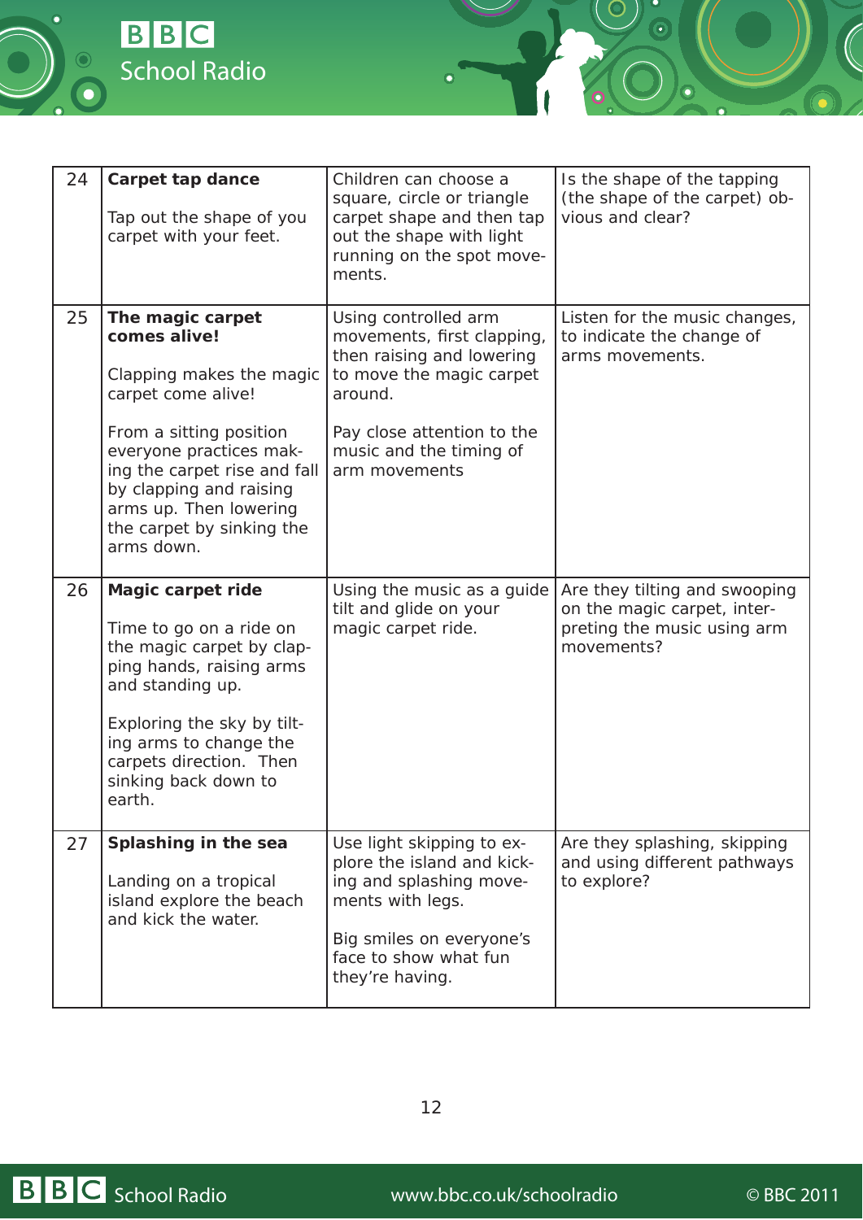| | | | |
|---|---|---|---|
| 24 | **Carpet tap dance**<br><br>Tap out the shape of you carpet with your feet. | Children can choose a square, circle or triangle carpet shape and then tap out the shape with light running on the spot movements. | Is the shape of the tapping (the shape of the carpet) obvious and clear? |
| 25 | **The magic carpet comes alive!**<br><br>Clapping makes the magic carpet come alive!<br><br>From a sitting position everyone practices making the carpet rise and fall by clapping and raising arms up. Then lowering the carpet by sinking the arms down. | Using controlled arm movements, first clapping, then raising and lowering to move the magic carpet around.<br><br>Pay close attention to the music and the timing of arm movements | Listen for the music changes, to indicate the change of arms movements. |
| 26 | **Magic carpet ride**<br><br>Time to go on a ride on the magic carpet by clapping hands, raising arms and standing up.<br><br>Exploring the sky by tilting arms to change the carpets direction. Then sinking back down to earth. | Using the music as a guide tilt and glide on your magic carpet ride. | Are they tilting and swooping on the magic carpet, interpreting the music using arm movements? |
| 27 | **Splashing in the sea**<br><br>Landing on a tropical island explore the beach and kick the water. | Use light skipping to explore the island and kicking and splashing movements with legs.<br><br>Big smiles on everyone's face to show what fun they're having. | Are they splashing, skipping and using different pathways to explore? |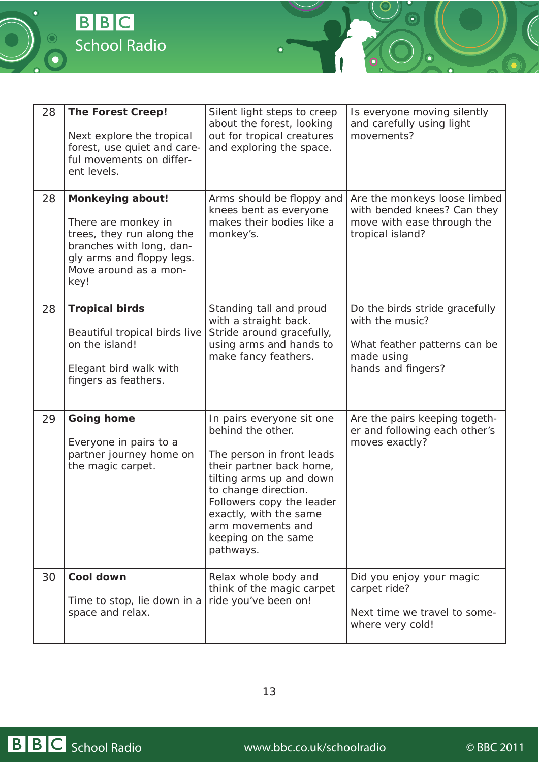| 28 | **The Forest Creep!**<br><br>Next explore the tropical forest, use quiet and careful movements on different levels. | Silent light steps to creep about the forest, looking out for tropical creatures and exploring the space. | Is everyone moving silently and carefully using light movements? |
|---|---|---|---|
| 28 | **Monkeying about!**<br><br>There are monkey in trees, they run along the branches with long, dangly arms and floppy legs. Move around as a monkey! | Arms should be floppy and knees bent as everyone makes their bodies like a monkey's. | Are the monkeys loose limbed with bended knees? Can they move with ease through the tropical island? |
| 28 | **Tropical birds**<br><br>Beautiful tropical birds live on the island!<br><br>Elegant bird walk with fingers as feathers. | Standing tall and proud with a straight back. Stride around gracefully, using arms and hands to make fancy feathers. | Do the birds stride gracefully with the music?<br><br>What feather patterns can be made using hands and fingers? |
| 29 | **Going home**<br><br>Everyone in pairs to a partner journey home on the magic carpet. | In pairs everyone sit one behind the other.<br><br>The person in front leads their partner back home, tilting arms up and down to change direction. Followers copy the leader exactly, with the same arm movements and keeping on the same pathways. | Are the pairs keeping together and following each other's moves exactly? |
| 30 | **Cool down**<br><br>Time to stop, lie down in a space and relax. | Relax whole body and think of the magic carpet ride you've been on! | Did you enjoy your magic carpet ride?<br><br>Next time we travel to somewhere very cold! |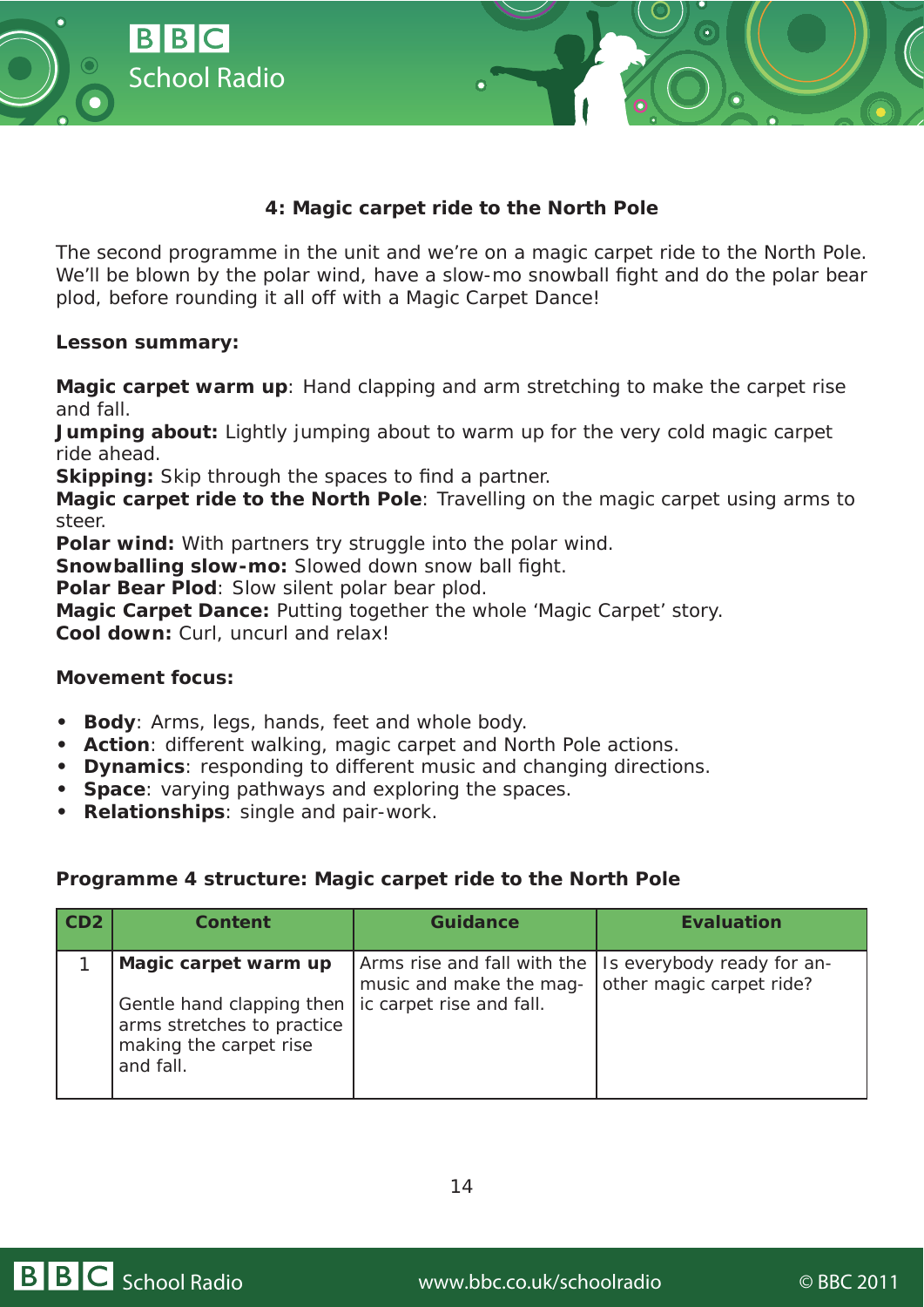### 4: Magic carpet ride to the North Pole

The second programme in the unit and we're on a magic carpet ride to the North Pole. We'll be blown by the polar wind, have a slow-mo snowball fight and do the polar bear plod, before rounding it all off with a Magic Carpet Dance!

**Lesson summary:**

**Magic carpet warm up**: Hand clapping and arm stretching to make the carpet rise and fall.
**Jumping about:** Lightly jumping about to warm up for the very cold magic carpet ride ahead.
**Skipping:** Skip through the spaces to find a partner.
**Magic carpet ride to the North Pole**: Travelling on the magic carpet using arms to steer.
**Polar wind:** With partners try struggle into the polar wind.
**Snowballing slow-mo:** Slowed down snow ball fight.
**Polar Bear Plod**: Slow silent polar bear plod.
**Magic Carpet Dance:** Putting together the whole 'Magic Carpet' story.
**Cool down:** Curl, uncurl and relax!

**Movement focus:**

- **Body**: Arms, legs, hands, feet and whole body.
- **Action**: different walking, magic carpet and North Pole actions.
- **Dynamics**: responding to different music and changing directions.
- **Space**: varying pathways and exploring the spaces.
- **Relationships**: single and pair-work.

**Programme 4 structure: Magic carpet ride to the North Pole**

| CD2 | Content | Guidance | Evaluation |
|---|---|---|---|
| 1 | **Magic carpet warm up**<br><br>Gentle hand clapping then arms stretches to practice making the carpet rise and fall. | Arms rise and fall with the music and make the magic carpet rise and fall. | Is everybody ready for another magic carpet ride? |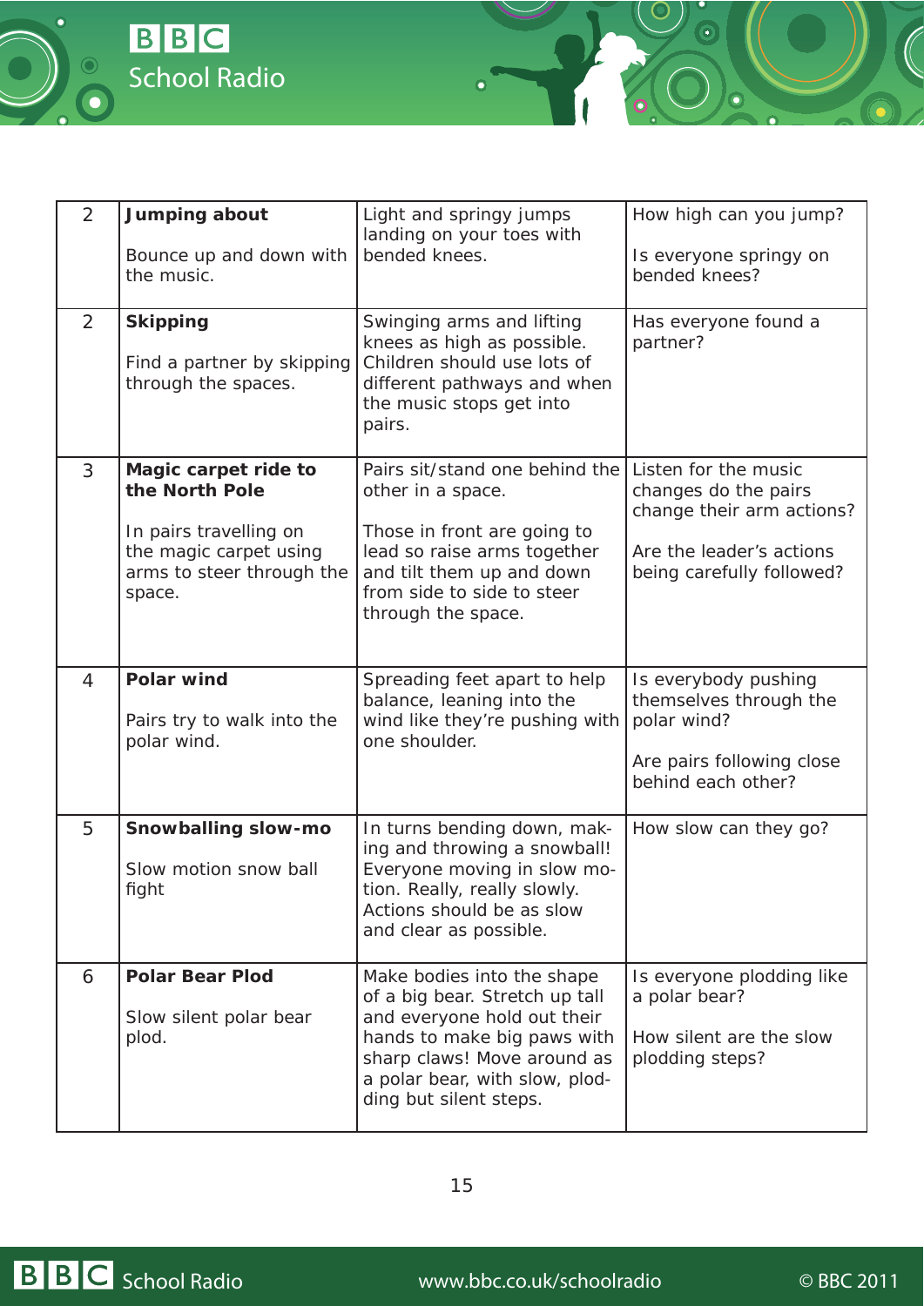| | | | |
|---|---|---|---|
| 2 | **Jumping about**<br><br>Bounce up and down with the music. | Light and springy jumps landing on your toes with bended knees. | How high can you jump?<br><br>Is everyone springy on bended knees? |
| 2 | **Skipping**<br><br>Find a partner by skipping through the spaces. | Swinging arms and lifting knees as high as possible. Children should use lots of different pathways and when the music stops get into pairs. | Has everyone found a partner? |
| 3 | **Magic carpet ride to the North Pole**<br><br>In pairs travelling on the magic carpet using arms to steer through the space. | Pairs sit/stand one behind the other in a space.<br><br>Those in front are going to lead so raise arms together and tilt them up and down from side to side to steer through the space. | Listen for the music changes do the pairs change their arm actions?<br><br>Are the leader's actions being carefully followed? |
| 4 | **Polar wind**<br><br>Pairs try to walk into the polar wind. | Spreading feet apart to help balance, leaning into the wind like they're pushing with one shoulder. | Is everybody pushing themselves through the polar wind?<br><br>Are pairs following close behind each other? |
| 5 | **Snowballing slow-mo**<br><br>Slow motion snow ball fight | In turns bending down, making and throwing a snowball! Everyone moving in slow motion. Really, really slowly. Actions should be as slow and clear as possible. | How slow can they go? |
| 6 | **Polar Bear Plod**<br><br>Slow silent polar bear plod. | Make bodies into the shape of a big bear. Stretch up tall and everyone hold out their hands to make big paws with sharp claws! Move around as a polar bear, with slow, plodding but silent steps. | Is everyone plodding like a polar bear?<br><br>How silent are the slow plodding steps? |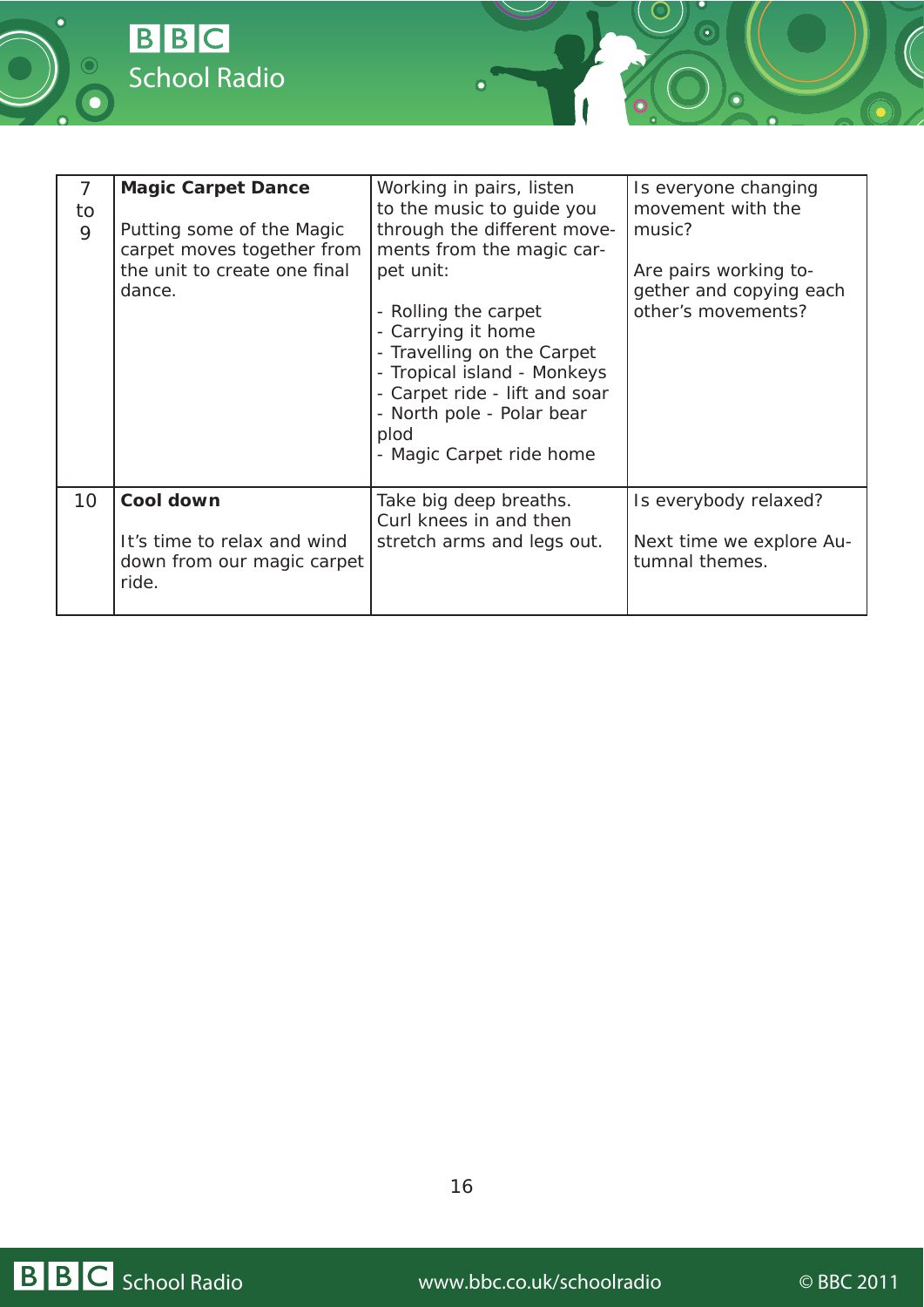| | | | |
|---|---|---|---|
| 7 to 9 | **Magic Carpet Dance**<br><br>Putting some of the Magic carpet moves together from the unit to create one final dance. | Working in pairs, listen to the music to guide you through the different movements from the magic carpet unit:<br><br>- Rolling the carpet<br>- Carrying it home<br>- Travelling on the Carpet<br>- Tropical island - Monkeys<br>- Carpet ride - lift and soar<br>- North pole - Polar bear plod<br>- Magic Carpet ride home | Is everyone changing movement with the music?<br><br>Are pairs working together and copying each other's movements? |
| 10 | **Cool down**<br><br>It's time to relax and wind down from our magic carpet ride. | Take big deep breaths. Curl knees in and then stretch arms and legs out. | Is everybody relaxed?<br><br>Next time we explore Autumnal themes. |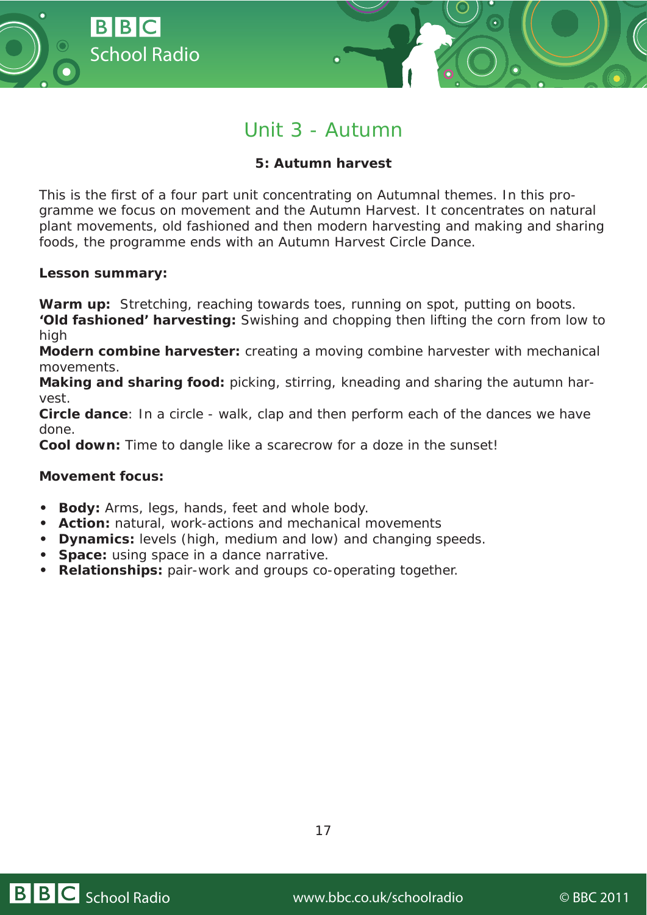# Unit 3 - Autumn

## 5: Autumn harvest

This is the first of a four part unit concentrating on Autumnal themes. In this programme we focus on movement and the Autumn Harvest. It concentrates on natural plant movements, old fashioned and then modern harvesting and making and sharing foods, the programme ends with an Autumn Harvest Circle Dance.

**Lesson summary:**

**Warm up:** Stretching, reaching towards toes, running on spot, putting on boots.
**'Old fashioned' harvesting:** Swishing and chopping then lifting the corn from low to high
**Modern combine harvester:** creating a moving combine harvester with mechanical movements.
**Making and sharing food:** picking, stirring, kneading and sharing the autumn harvest.
**Circle dance**: In a circle - walk, clap and then perform each of the dances we have done.
**Cool down:** Time to dangle like a scarecrow for a doze in the sunset!

**Movement focus:**

- **Body:** Arms, legs, hands, feet and whole body.
- **Action:** natural, work-actions and mechanical movements
- **Dynamics:** levels (high, medium and low) and changing speeds.
- **Space:** using space in a dance narrative.
- **Relationships:** pair-work and groups co-operating together.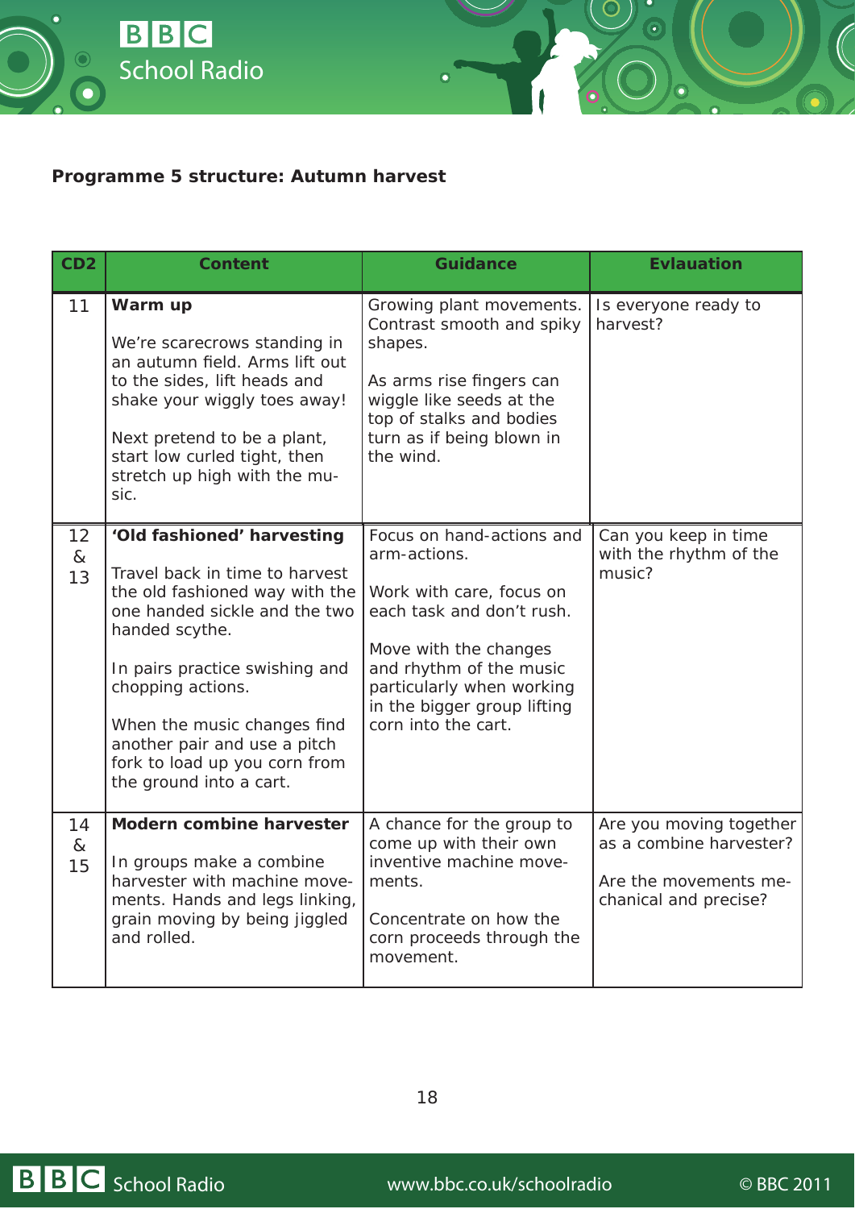**Programme 5 structure: Autumn harvest**

| CD2 | Content | Guidance | Evlauation |
|---|---|---|---|
| 11 | **Warm up**<br><br>We're scarecrows standing in an autumn field. Arms lift out to the sides, lift heads and shake your wiggly toes away!<br><br>Next pretend to be a plant, start low curled tight, then stretch up high with the music. | Growing plant movements. Contrast smooth and spiky shapes.<br><br>As arms rise fingers can wiggle like seeds at the top of stalks and bodies turn as if being blown in the wind. | Is everyone ready to harvest? |
| 12 & 13 | **'Old fashioned' harvesting**<br><br>Travel back in time to harvest the old fashioned way with the one handed sickle and the two handed scythe.<br><br>In pairs practice swishing and chopping actions.<br><br>When the music changes find another pair and use a pitch fork to load up you corn from the ground into a cart. | Focus on hand-actions and arm-actions.<br><br>Work with care, focus on each task and don't rush.<br><br>Move with the changes and rhythm of the music particularly when working in the bigger group lifting corn into the cart. | Can you keep in time with the rhythm of the music? |
| 14 & 15 | **Modern combine harvester**<br><br>In groups make a combine harvester with machine movements. Hands and legs linking, grain moving by being jiggled and rolled. | A chance for the group to come up with their own inventive machine movements.<br><br>Concentrate on how the corn proceeds through the movement. | Are you moving together as a combine harvester?<br><br>Are the movements mechanical and precise? |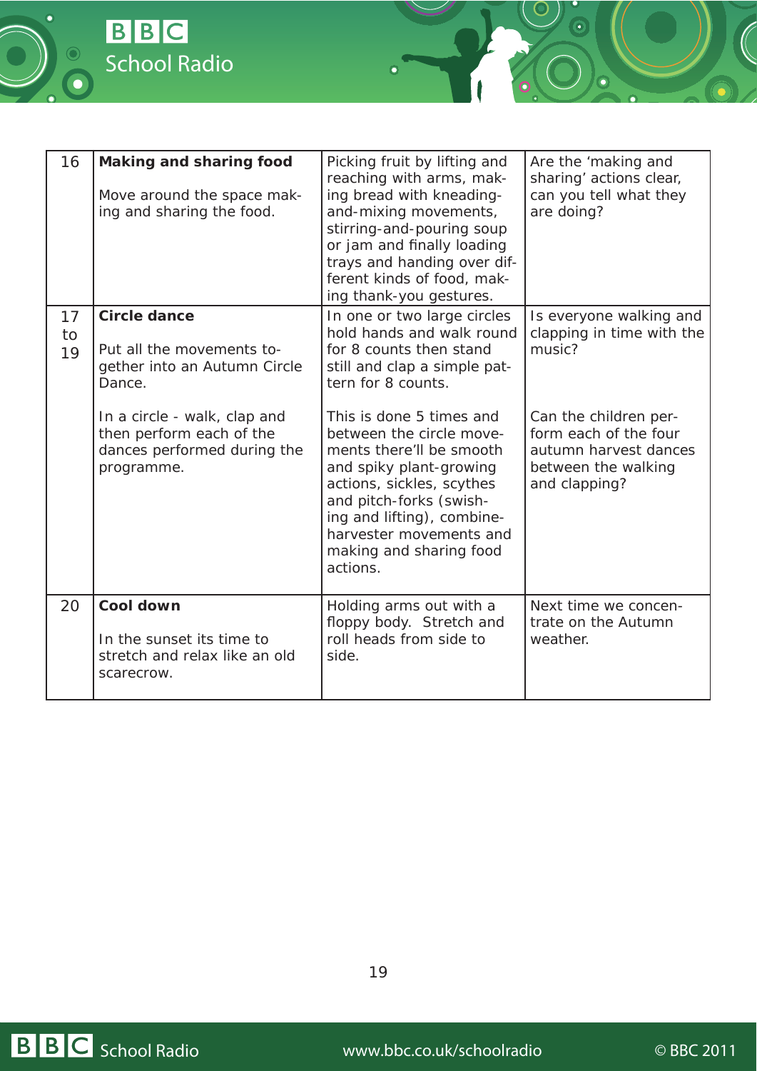| | | | |
|---|---|---|---|
| 16 | **Making and sharing food**<br><br>Move around the space making and sharing the food. | Picking fruit by lifting and reaching with arms, making bread with kneading-and-mixing movements, stirring-and-pouring soup or jam and finally loading trays and handing over different kinds of food, making thank-you gestures. | Are the 'making and sharing' actions clear, can you tell what they are doing? |
| 17 to 19 | **Circle dance**<br><br>Put all the movements together into an Autumn Circle Dance.<br><br>In a circle - walk, clap and then perform each of the dances performed during the programme. | In one or two large circles hold hands and walk round for 8 counts then stand still and clap a simple pattern for 8 counts.<br><br>This is done 5 times and between the circle movements there'll be smooth and spiky plant-growing actions, sickles, scythes and pitch-forks (swishing and lifting), combine-harvester movements and making and sharing food actions. | Is everyone walking and clapping in time with the music?<br><br>Can the children perform each of the four autumn harvest dances between the walking and clapping? |
| 20 | **Cool down**<br><br>In the sunset its time to stretch and relax like an old scarecrow. | Holding arms out with a floppy body. Stretch and roll heads from side to side. | Next time we concentrate on the Autumn weather. |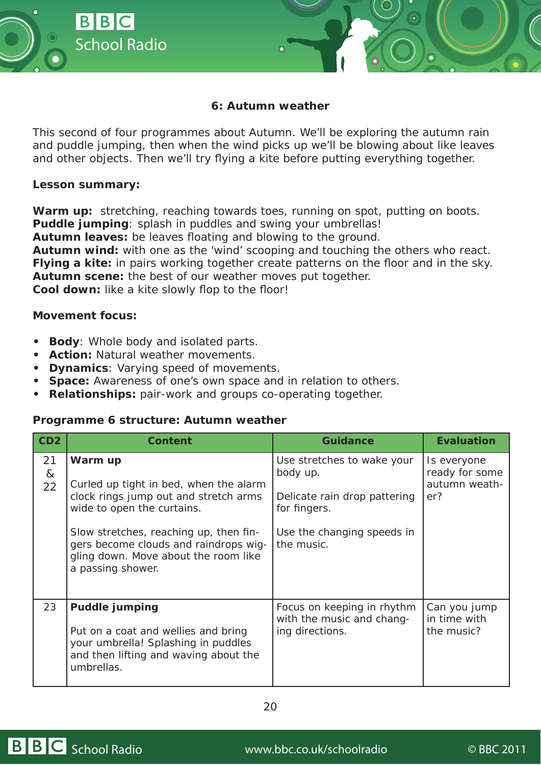## 6: Autumn weather

This second of four programmes about Autumn. We'll be exploring the autumn rain and puddle jumping, then when the wind picks up we'll be blowing about like leaves and other objects. Then we'll try flying a kite before putting everything together.

**Lesson summary:**

**Warm up:** stretching, reaching towards toes, running on spot, putting on boots.
**Puddle jumping**: splash in puddles and swing your umbrellas!
**Autumn leaves:** be leaves floating and blowing to the ground.
**Autumn wind:** with one as the 'wind' scooping and touching the others who react.
**Flying a kite:** in pairs working together create patterns on the floor and in the sky.
**Autumn scene:** the best of our weather moves put together.
**Cool down:** like a kite slowly flop to the floor!

**Movement focus:**

- **Body**: Whole body and isolated parts.
- **Action:** Natural weather movements.
- **Dynamics**: Varying speed of movements.
- **Space:** Awareness of one's own space and in relation to others.
- **Relationships:** pair-work and groups co-operating together.

**Programme 6 structure: Autumn weather**

| CD2 | Content | Guidance | Evaluation |
|---|---|---|---|
| 21 & 22 | **Warm up**<br><br>Curled up tight in bed, when the alarm clock rings jump out and stretch arms wide to open the curtains.<br><br>Slow stretches, reaching up, then fingers become clouds and raindrops wiggling down. Move about the room like a passing shower. | Use stretches to wake your body up.<br><br>Delicate rain drop pattering for fingers.<br><br>Use the changing speeds in the music. | Is everyone ready for some autumn weather? |
| 23 | **Puddle jumping**<br><br>Put on a coat and wellies and bring your umbrella! Splashing in puddles and then lifting and waving about the umbrellas. | Focus on keeping in rhythm with the music and changing directions. | Can you jump in time with the music? |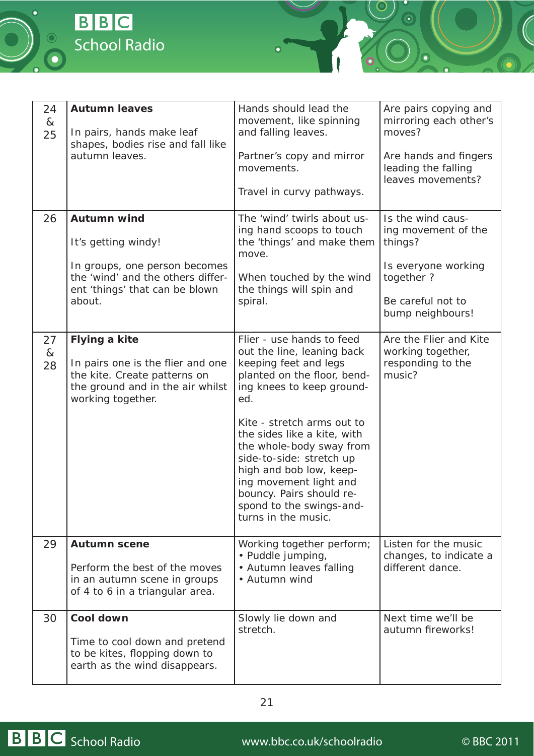| | | | |
|---|---|---|---|
| 24 & 25 | **Autumn leaves**<br><br>In pairs, hands make leaf shapes, bodies rise and fall like autumn leaves. | Hands should lead the movement, like spinning and falling leaves.<br><br>Partner's copy and mirror movements.<br><br>Travel in curvy pathways. | Are pairs copying and mirroring each other's moves?<br><br>Are hands and fingers leading the falling leaves movements? |
| 26 | **Autumn wind**<br><br>It's getting windy!<br><br>In groups, one person becomes the 'wind' and the others different 'things' that can be blown about. | The 'wind' twirls about using hand scoops to touch the 'things' and make them move.<br><br>When touched by the wind the things will spin and spiral. | Is the wind causing movement of the things?<br><br>Is everyone working together ?<br><br>Be careful not to bump neighbours! |
| 27 & 28 | **Flying a kite**<br><br>In pairs one is the flier and one the kite. Create patterns on the ground and in the air whilst working together. | Flier - use hands to feed out the line, leaning back keeping feet and legs planted on the floor, bending knees to keep grounded.<br><br>Kite - stretch arms out to the sides like a kite, with the whole-body sway from side-to-side: stretch up high and bob low, keeping movement light and bouncy. Pairs should respond to the swings-and-turns in the music. | Are the Flier and Kite working together, responding to the music? |
| 29 | **Autumn scene**<br><br>Perform the best of the moves in an autumn scene in groups of 4 to 6 in a triangular area. | Working together perform;<br>• Puddle jumping,<br>• Autumn leaves falling<br>• Autumn wind | Listen for the music changes, to indicate a different dance. |
| 30 | **Cool down**<br><br>Time to cool down and pretend to be kites, flopping down to earth as the wind disappears. | Slowly lie down and stretch. | Next time we'll be autumn fireworks! |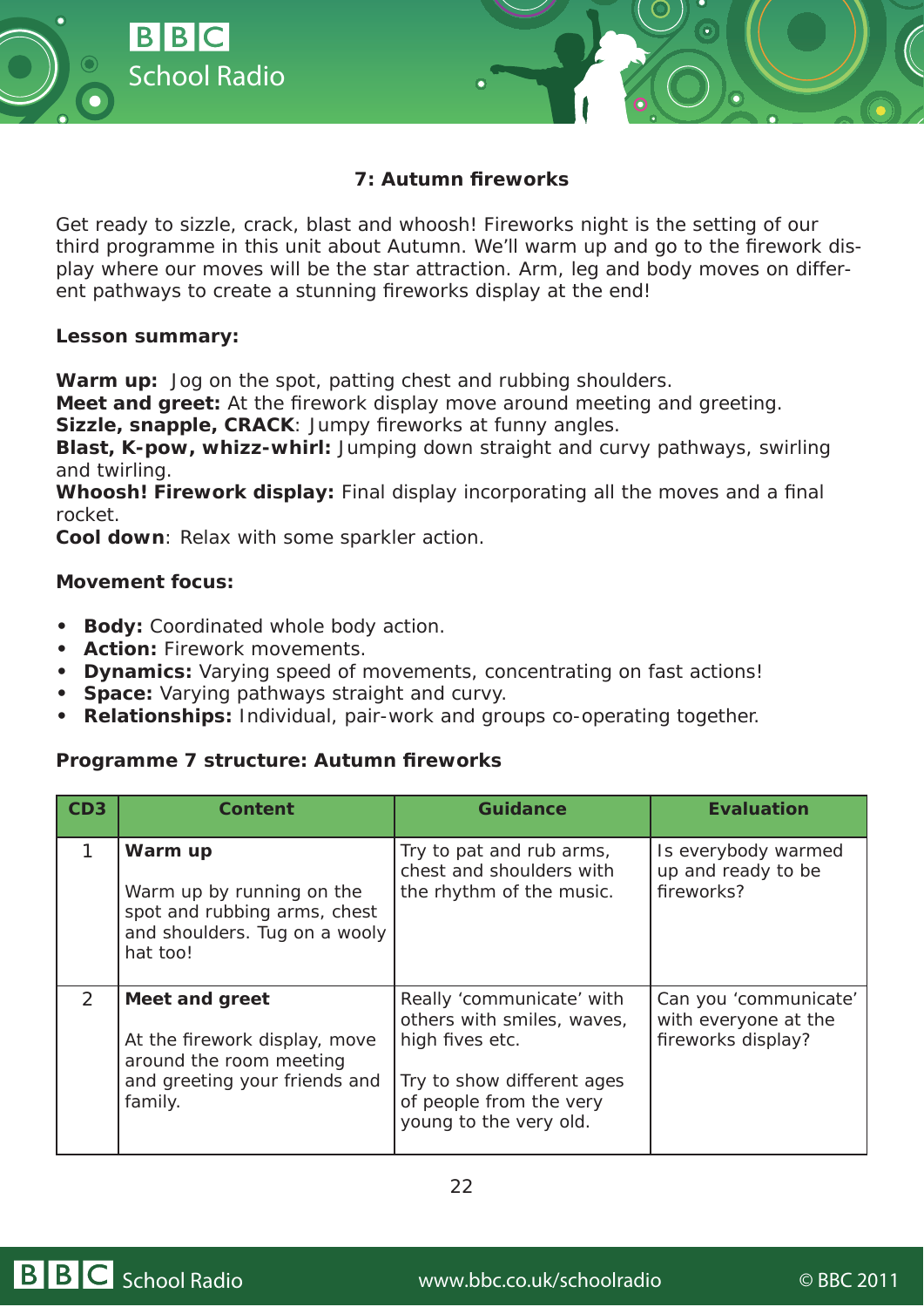### 7: Autumn fireworks

Get ready to sizzle, crack, blast and whoosh! Fireworks night is the setting of our third programme in this unit about Autumn. We'll warm up and go to the firework display where our moves will be the star attraction. Arm, leg and body moves on different pathways to create a stunning fireworks display at the end!

**Lesson summary:**

**Warm up:** Jog on the spot, patting chest and rubbing shoulders.
**Meet and greet:** At the firework display move around meeting and greeting.
**Sizzle, snapple, CRACK**: Jumpy fireworks at funny angles.
**Blast, K-pow, whizz-whirl:** Jumping down straight and curvy pathways, swirling and twirling.
**Whoosh! Firework display:** Final display incorporating all the moves and a final rocket.
**Cool down**: Relax with some sparkler action.

**Movement focus:**

- **Body:** Coordinated whole body action.
- **Action:** Firework movements.
- **Dynamics:** Varying speed of movements, concentrating on fast actions!
- **Space:** Varying pathways straight and curvy.
- **Relationships:** Individual, pair-work and groups co-operating together.

**Programme 7 structure: Autumn fireworks**

| CD3 | Content | Guidance | Evaluation |
|---|---|---|---|
| 1 | **Warm up**<br><br>Warm up by running on the spot and rubbing arms, chest and shoulders. Tug on a wooly hat too! | Try to pat and rub arms, chest and shoulders with the rhythm of the music. | Is everybody warmed up and ready to be fireworks? |
| 2 | **Meet and greet**<br><br>At the firework display, move around the room meeting and greeting your friends and family. | Really 'communicate' with others with smiles, waves, high fives etc.<br><br>Try to show different ages of people from the very young to the very old. | Can you 'communicate' with everyone at the fireworks display? |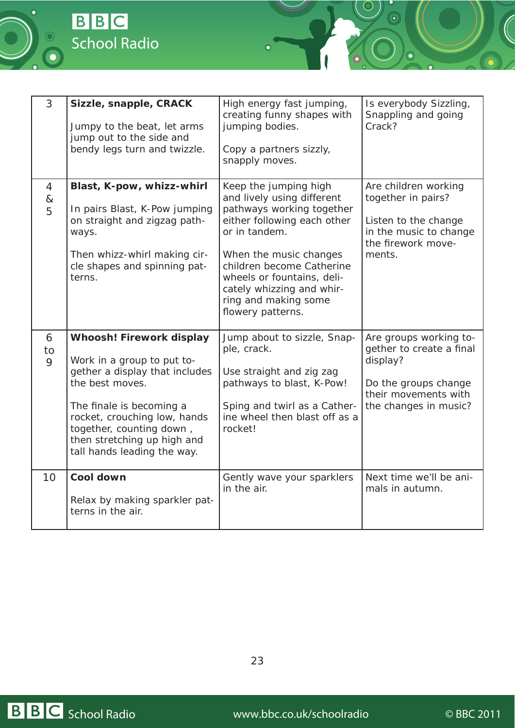| | | | |
|---|---|---|---|
| 3 | **Sizzle, snapple, CRACK**<br><br>Jumpy to the beat, let arms jump out to the side and bendy legs turn and twizzle. | High energy fast jumping, creating funny shapes with jumping bodies.<br><br>Copy a partners sizzly, snapply moves. | Is everybody Sizzling, Snappling and going Crack? |
| 4 & 5 | **Blast, K-pow, whizz-whirl**<br><br>In pairs Blast, K-Pow jumping on straight and zigzag pathways.<br><br>Then whizz-whirl making circle shapes and spinning patterns. | Keep the jumping high and lively using different pathways working together either following each other or in tandem.<br><br>When the music changes children become Catherine wheels or fountains, delicately whizzing and whirring and making some flowery patterns. | Are children working together in pairs?<br><br>Listen to the change in the music to change the firework movements. |
| 6 to 9 | **Whoosh! Firework display**<br><br>Work in a group to put together a display that includes the best moves.<br><br>The finale is becoming a rocket, crouching low, hands together, counting down , then stretching up high and tall hands leading the way. | Jump about to sizzle, Snapple, crack.<br><br>Use straight and zig zag pathways to blast, K-Pow!<br><br>Sping and twirl as a Catherine wheel then blast off as a rocket! | Are groups working together to create a final display?<br><br>Do the groups change their movements with the changes in music? |
| 10 | **Cool down**<br><br>Relax by making sparkler patterns in the air. | Gently wave your sparklers in the air. | Next time we'll be animals in autumn. |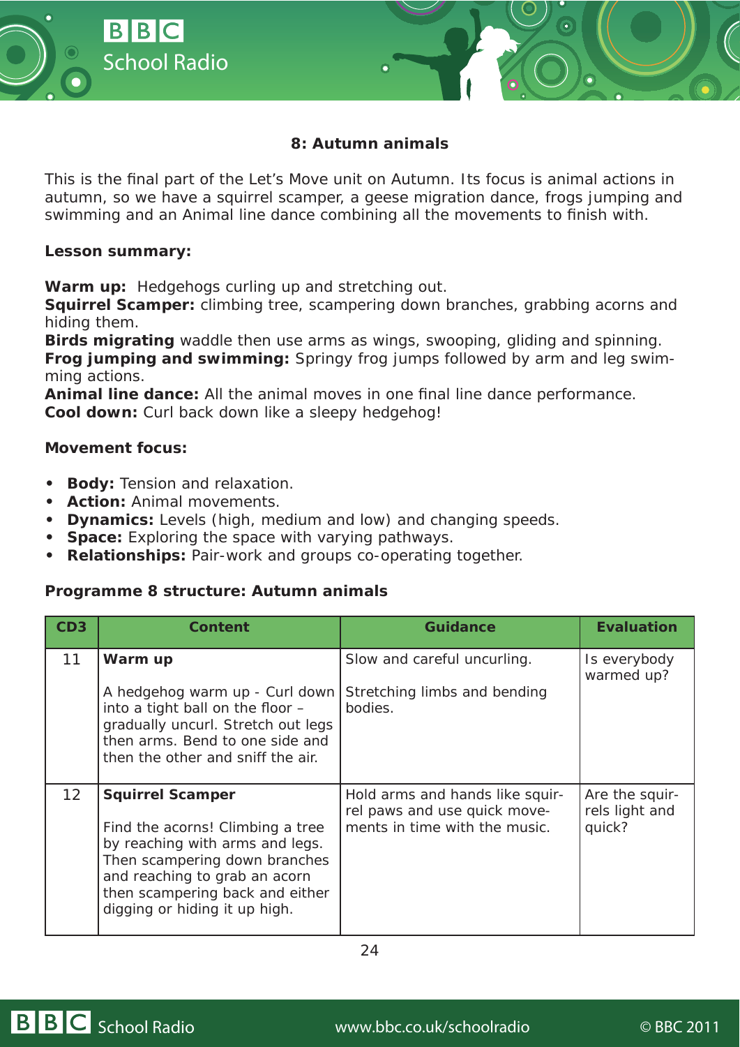## 8: Autumn animals

This is the final part of the Let's Move unit on Autumn. Its focus is animal actions in autumn, so we have a squirrel scamper, a geese migration dance, frogs jumping and swimming and an Animal line dance combining all the movements to finish with.

**Lesson summary:**

**Warm up:** Hedgehogs curling up and stretching out.
**Squirrel Scamper:** climbing tree, scampering down branches, grabbing acorns and hiding them.
**Birds migrating** waddle then use arms as wings, swooping, gliding and spinning.
**Frog jumping and swimming:** Springy frog jumps followed by arm and leg swimming actions.
**Animal line dance:** All the animal moves in one final line dance performance.
**Cool down:** Curl back down like a sleepy hedgehog!

**Movement focus:**

- **Body:** Tension and relaxation.
- **Action:** Animal movements.
- **Dynamics:** Levels (high, medium and low) and changing speeds.
- **Space:** Exploring the space with varying pathways.
- **Relationships:** Pair-work and groups co-operating together.

**Programme 8 structure: Autumn animals**

| CD3 | Content | Guidance | Evaluation |
|---|---|---|---|
| 11 | **Warm up**<br><br>A hedgehog warm up - Curl down into a tight ball on the floor – gradually uncurl. Stretch out legs then arms. Bend to one side and then the other and sniff the air. | Slow and careful uncurling.<br><br>Stretching limbs and bending bodies. | Is everybody warmed up? |
| 12 | **Squirrel Scamper**<br><br>Find the acorns! Climbing a tree by reaching with arms and legs. Then scampering down branches and reaching to grab an acorn then scampering back and either digging or hiding it up high. | Hold arms and hands like squirrel paws and use quick movements in time with the music. | Are the squirrels light and quick? |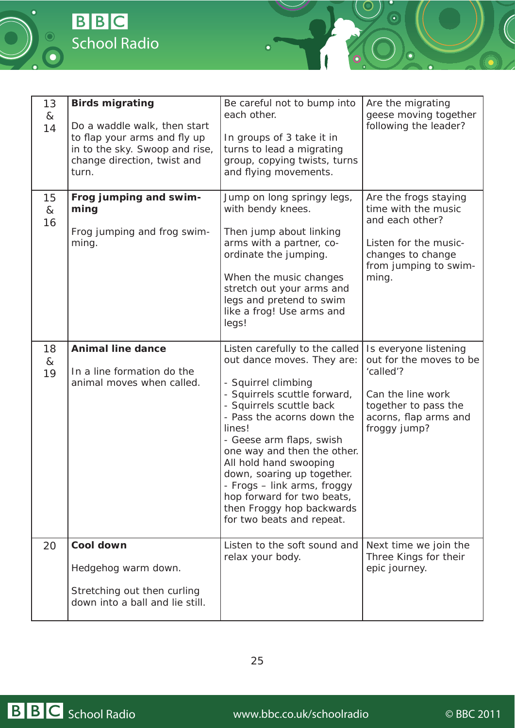| | | | |
|---|---|---|---|
| 13 & 14 | **Birds migrating**<br><br>Do a waddle walk, then start to flap your arms and fly up in to the sky. Swoop and rise, change direction, twist and turn. | Be careful not to bump into each other.<br><br>In groups of 3 take it in turns to lead a migrating group, copying twists, turns and flying movements. | Are the migrating geese moving together following the leader? |
| 15 & 16 | **Frog jumping and swimming**<br><br>Frog jumping and frog swimming. | Jump on long springy legs, with bendy knees.<br><br>Then jump about linking arms with a partner, co-ordinate the jumping.<br><br>When the music changes stretch out your arms and legs and pretend to swim like a frog! Use arms and legs! | Are the frogs staying time with the music and each other?<br><br>Listen for the music-changes to change from jumping to swimming. |
| 18 & 19 | **Animal line dance**<br><br>In a line formation do the animal moves when called. | Listen carefully to the called out dance moves. They are:<br><br>- Squirrel climbing<br>- Squirrels scuttle forward,<br>- Squirrels scuttle back<br>- Pass the acorns down the lines!<br>- Geese arm flaps, swish one way and then the other. All hold hand swooping down, soaring up together.<br>- Frogs – link arms, froggy hop forward for two beats, then Froggy hop backwards for two beats and repeat. | Is everyone listening out for the moves to be 'called'?<br><br>Can the line work together to pass the acorns, flap arms and froggy jump? |
| 20 | **Cool down**<br><br>Hedgehog warm down.<br><br>Stretching out then curling down into a ball and lie still. | Listen to the soft sound and relax your body. | Next time we join the Three Kings for their epic journey. |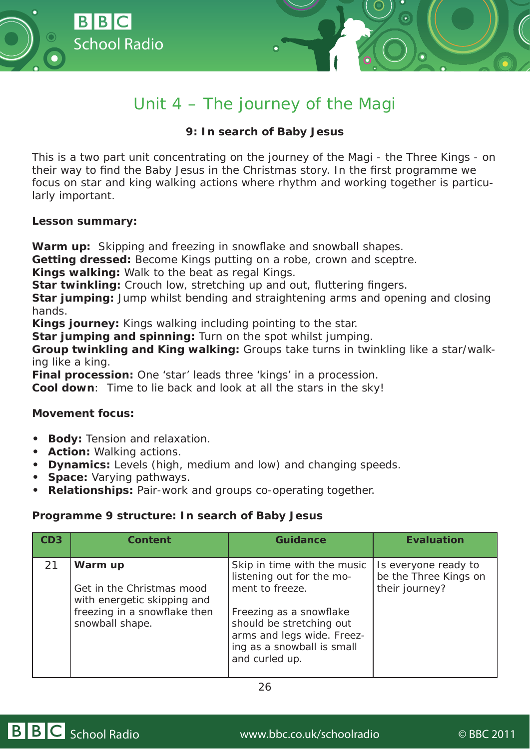# Unit 4 – The journey of the Magi

### 9: In search of Baby Jesus

This is a two part unit concentrating on the journey of the Magi - the Three Kings - on their way to find the Baby Jesus in the Christmas story. In the first programme we focus on star and king walking actions where rhythm and working together is particularly important.

**Lesson summary:**

**Warm up:** Skipping and freezing in snowflake and snowball shapes.
**Getting dressed:** Become Kings putting on a robe, crown and sceptre.
**Kings walking:** Walk to the beat as regal Kings.
**Star twinkling:** Crouch low, stretching up and out, fluttering fingers.
**Star jumping:** Jump whilst bending and straightening arms and opening and closing hands.
**Kings journey:** Kings walking including pointing to the star.
**Star jumping and spinning:** Turn on the spot whilst jumping.
**Group twinkling and King walking:** Groups take turns in twinkling like a star/walking like a king.
**Final procession:** One 'star' leads three 'kings' in a procession.
**Cool down**: Time to lie back and look at all the stars in the sky!

**Movement focus:**

- **Body:** Tension and relaxation.
- **Action:** Walking actions.
- **Dynamics:** Levels (high, medium and low) and changing speeds.
- **Space:** Varying pathways.
- **Relationships:** Pair-work and groups co-operating together.

**Programme 9 structure: In search of Baby Jesus**

| CD3 | Content | Guidance | Evaluation |
|---|---|---|---|
| 21 | **Warm up**<br><br>Get in the Christmas mood with energetic skipping and freezing in a snowflake then snowball shape. | Skip in time with the music listening out for the moment to freeze.<br><br>Freezing as a snowflake should be stretching out arms and legs wide. Freezing as a snowball is small and curled up. | Is everyone ready to be the Three Kings on their journey? |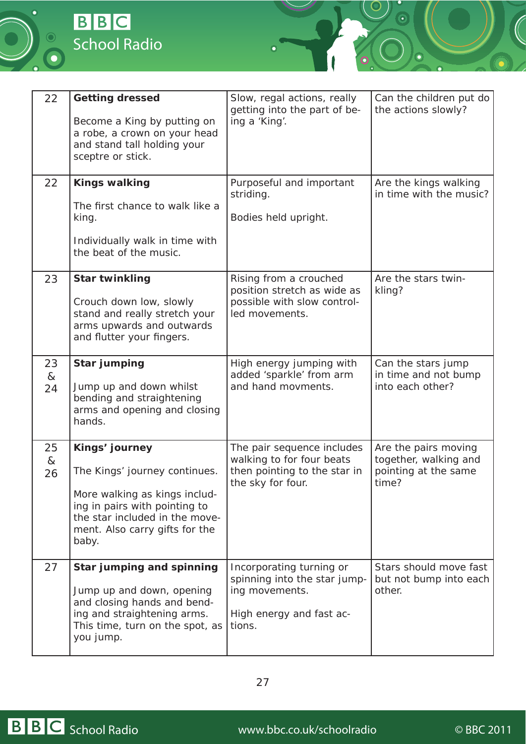| | | | |
|---|---|---|---|
| 22 | **Getting dressed**<br><br>Become a King by putting on a robe, a crown on your head and stand tall holding your sceptre or stick. | Slow, regal actions, really getting into the part of being a 'King'. | Can the children put do the actions slowly? |
| 22 | **Kings walking**<br><br>The first chance to walk like a king.<br><br>Individually walk in time with the beat of the music. | Purposeful and important striding.<br><br>Bodies held upright. | Are the kings walking in time with the music? |
| 23 | **Star twinkling**<br><br>Crouch down low, slowly stand and really stretch your arms upwards and outwards and flutter your fingers. | Rising from a crouched position stretch as wide as possible with slow controlled movements. | Are the stars twinkling? |
| 23 & 24 | **Star jumping**<br><br>Jump up and down whilst bending and straightening arms and opening and closing hands. | High energy jumping with added 'sparkle' from arm and hand movments. | Can the stars jump in time and not bump into each other? |
| 25 & 26 | **Kings' journey**<br><br>The Kings' journey continues.<br><br>More walking as kings including in pairs with pointing to the star included in the movement. Also carry gifts for the baby. | The pair sequence includes walking to for four beats then pointing to the star in the sky for four. | Are the pairs moving together, walking and pointing at the same time? |
| 27 | **Star jumping and spinning**<br><br>Jump up and down, opening and closing hands and bending and straightening arms. This time, turn on the spot, as you jump. | Incorporating turning or spinning into the star jumping movements.<br><br>High energy and fast actions. | Stars should move fast but not bump into each other. |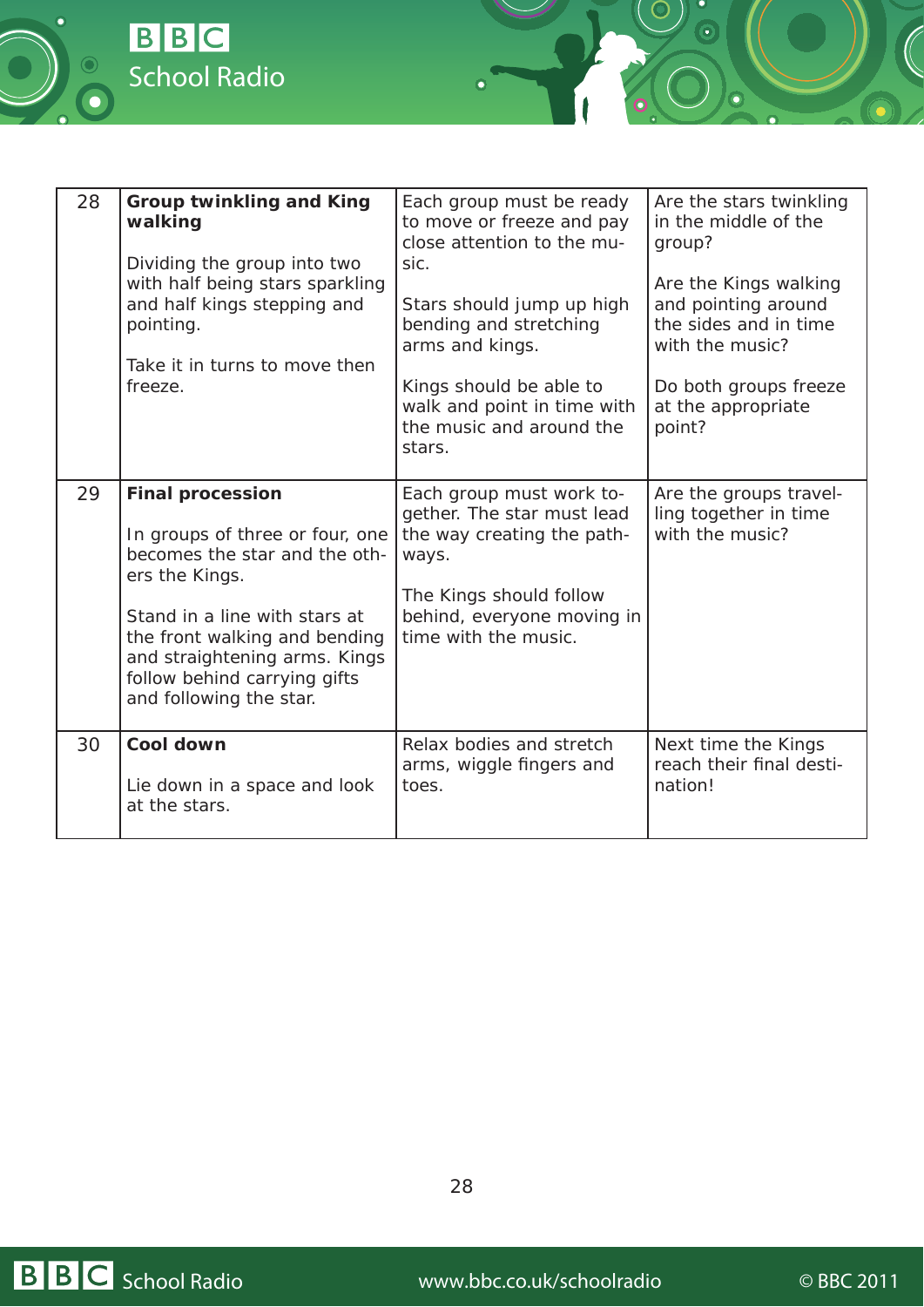| | | | |
|---|---|---|---|
| 28 | **Group twinkling and King walking**<br><br>Dividing the group into two with half being stars sparkling and half kings stepping and pointing.<br><br>Take it in turns to move then freeze. | Each group must be ready to move or freeze and pay close attention to the music.<br><br>Stars should jump up high bending and stretching arms and kings.<br><br>Kings should be able to walk and point in time with the music and around the stars. | Are the stars twinkling in the middle of the group?<br><br>Are the Kings walking and pointing around the sides and in time with the music?<br><br>Do both groups freeze at the appropriate point? |
| 29 | **Final procession**<br><br>In groups of three or four, one becomes the star and the others the Kings.<br><br>Stand in a line with stars at the front walking and bending and straightening arms. Kings follow behind carrying gifts and following the star. | Each group must work together. The star must lead the way creating the pathways.<br><br>The Kings should follow behind, everyone moving in time with the music. | Are the groups travelling together in time with the music? |
| 30 | **Cool down**<br><br>Lie down in a space and look at the stars. | Relax bodies and stretch arms, wiggle fingers and toes. | Next time the Kings reach their final destination! |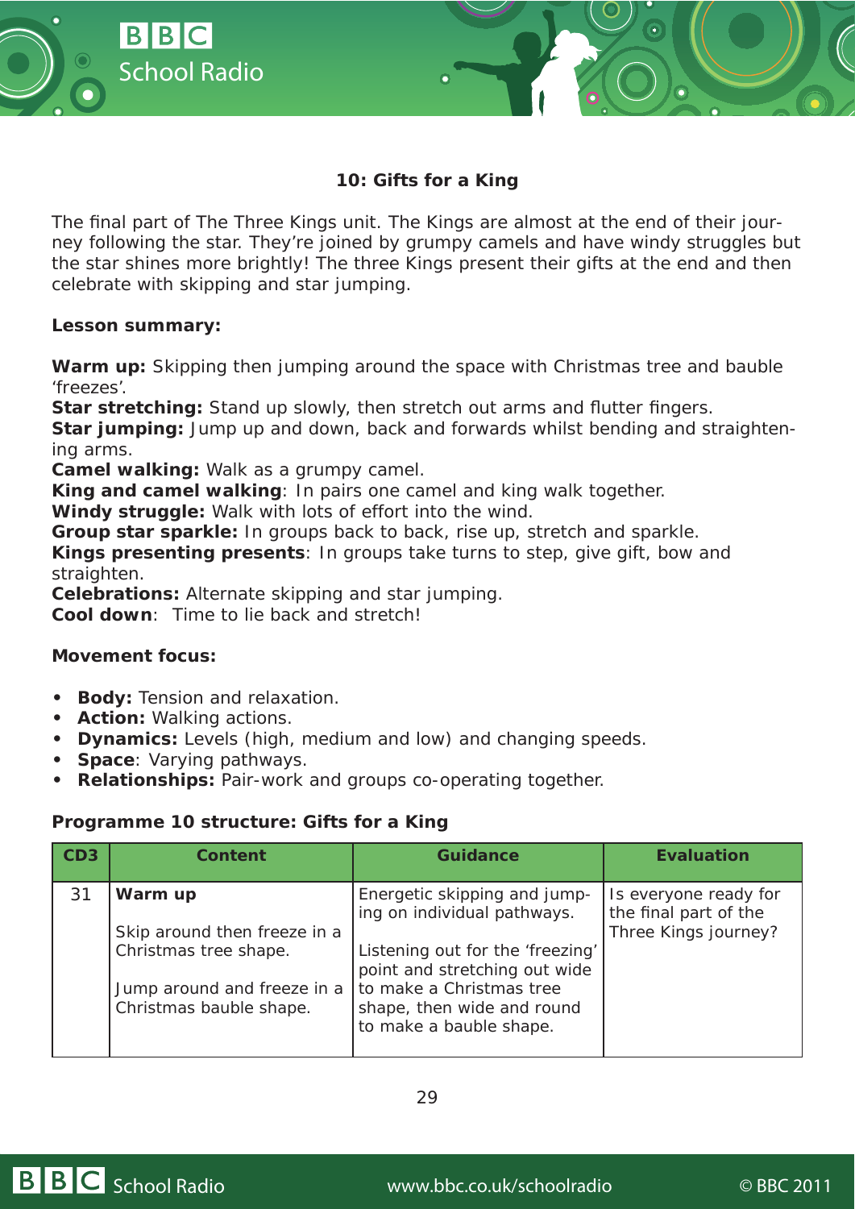## 10: Gifts for a King

The final part of The Three Kings unit. The Kings are almost at the end of their journey following the star. They're joined by grumpy camels and have windy struggles but the star shines more brightly! The three Kings present their gifts at the end and then celebrate with skipping and star jumping.

**Lesson summary:**

**Warm up:** Skipping then jumping around the space with Christmas tree and bauble 'freezes'.
**Star stretching:** Stand up slowly, then stretch out arms and flutter fingers.
**Star jumping:** Jump up and down, back and forwards whilst bending and straightening arms.
**Camel walking:** Walk as a grumpy camel.
**King and camel walking**: In pairs one camel and king walk together.
**Windy struggle:** Walk with lots of effort into the wind.
**Group star sparkle:** In groups back to back, rise up, stretch and sparkle.
**Kings presenting presents**: In groups take turns to step, give gift, bow and straighten.
**Celebrations:** Alternate skipping and star jumping.
**Cool down**: Time to lie back and stretch!

**Movement focus:**

- **Body:** Tension and relaxation.
- **Action:** Walking actions.
- **Dynamics:** Levels (high, medium and low) and changing speeds.
- **Space**: Varying pathways.
- **Relationships:** Pair-work and groups co-operating together.

**Programme 10 structure: Gifts for a King**

| CD3 | Content | Guidance | Evaluation |
|---|---|---|---|
| 31 | **Warm up**<br><br>Skip around then freeze in a Christmas tree shape.<br><br>Jump around and freeze in a Christmas bauble shape. | Energetic skipping and jumping on individual pathways.<br><br>Listening out for the 'freezing' point and stretching out wide to make a Christmas tree shape, then wide and round to make a bauble shape. | Is everyone ready for the final part of the Three Kings journey? |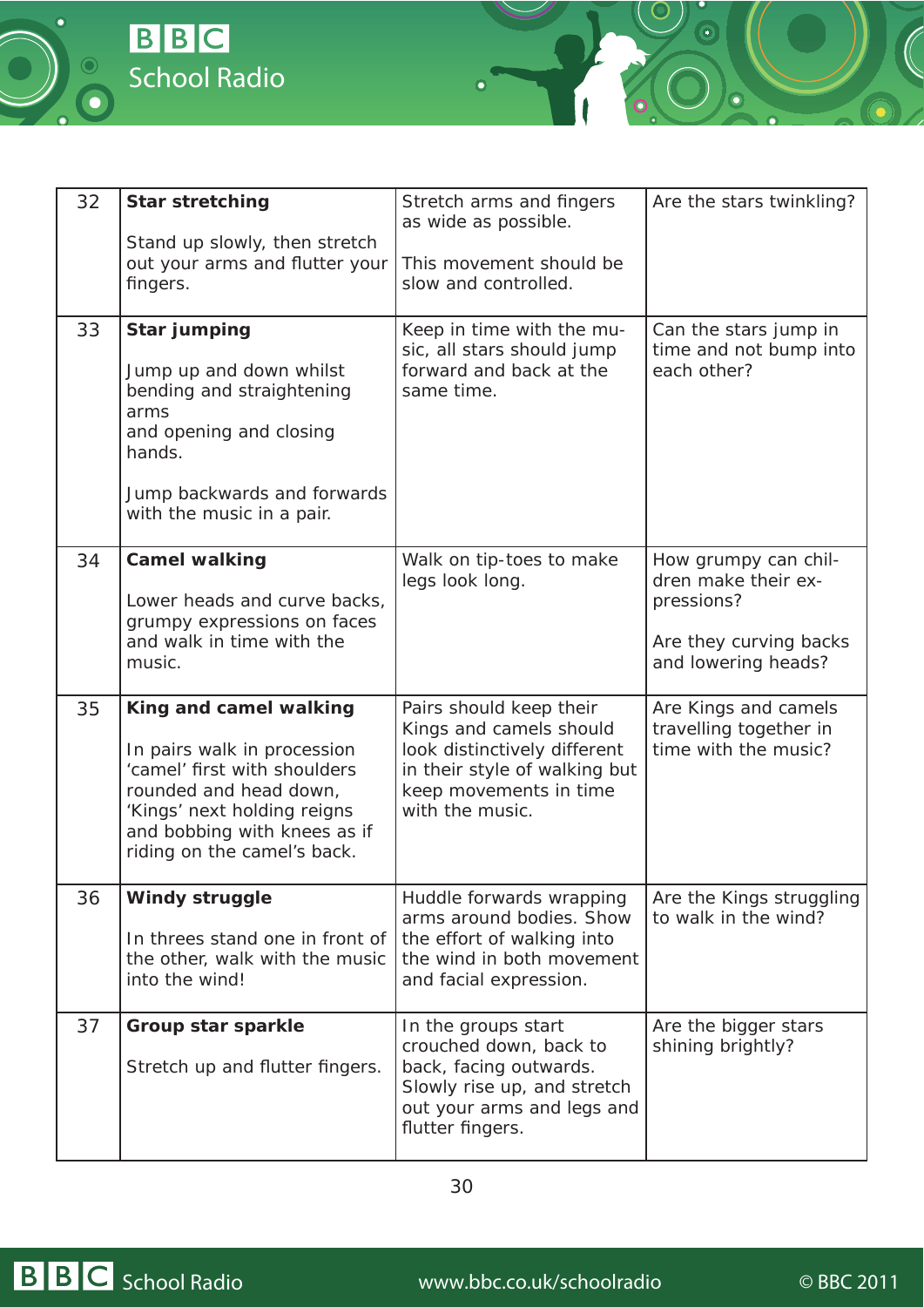| | | | |
|---|---|---|---|
| 32 | **Star stretching**<br><br>Stand up slowly, then stretch out your arms and flutter your fingers. | Stretch arms and fingers as wide as possible.<br><br>This movement should be slow and controlled. | Are the stars twinkling? |
| 33 | **Star jumping**<br><br>Jump up and down whilst bending and straightening arms and opening and closing hands.<br><br>Jump backwards and forwards with the music in a pair. | Keep in time with the music, all stars should jump forward and back at the same time. | Can the stars jump in time and not bump into each other? |
| 34 | **Camel walking**<br><br>Lower heads and curve backs, grumpy expressions on faces and walk in time with the music. | Walk on tip-toes to make legs look long. | How grumpy can children make their expressions?<br><br>Are they curving backs and lowering heads? |
| 35 | **King and camel walking**<br><br>In pairs walk in procession 'camel' first with shoulders rounded and head down, 'Kings' next holding reigns and bobbing with knees as if riding on the camel's back. | Pairs should keep their Kings and camels should look distinctively different in their style of walking but keep movements in time with the music. | Are Kings and camels travelling together in time with the music? |
| 36 | **Windy struggle**<br><br>In threes stand one in front of the other, walk with the music into the wind! | Huddle forwards wrapping arms around bodies. Show the effort of walking into the wind in both movement and facial expression. | Are the Kings struggling to walk in the wind? |
| 37 | **Group star sparkle**<br><br>Stretch up and flutter fingers. | In the groups start crouched down, back to back, facing outwards. Slowly rise up, and stretch out your arms and legs and flutter fingers. | Are the bigger stars shining brightly? |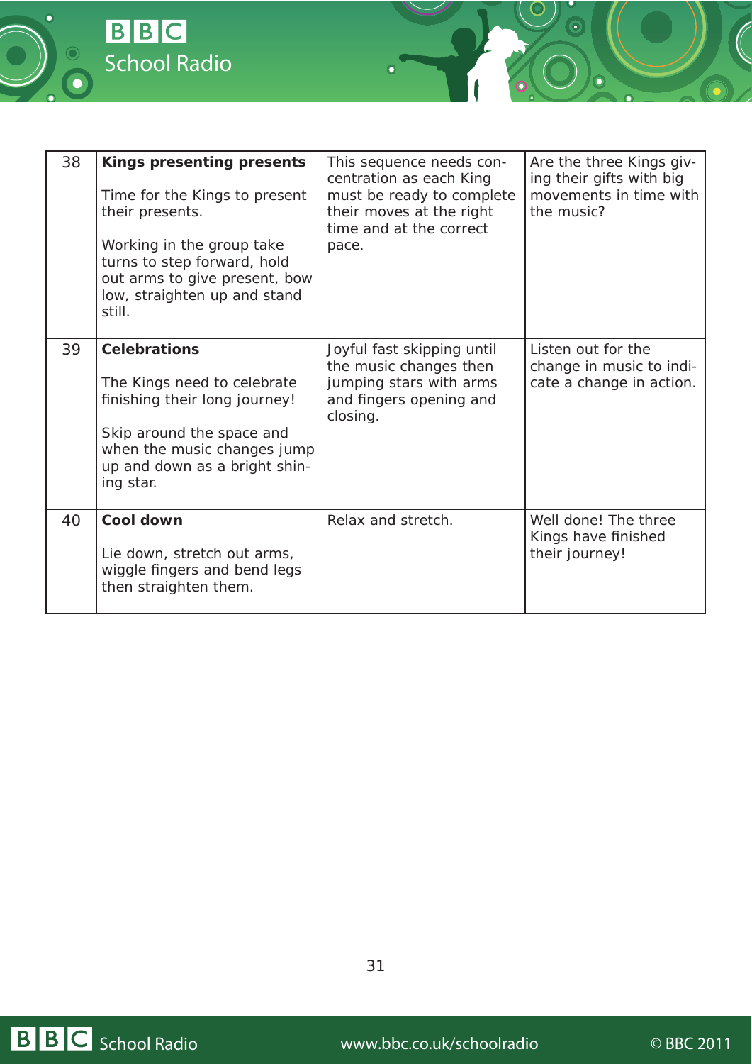| | | | |
|---|---|---|---|
| 38 | **Kings presenting presents**<br><br>Time for the Kings to present their presents.<br><br>Working in the group take turns to step forward, hold out arms to give present, bow low, straighten up and stand still. | This sequence needs concentration as each King must be ready to complete their moves at the right time and at the correct pace. | Are the three Kings giving their gifts with big movements in time with the music? |
| 39 | **Celebrations**<br><br>The Kings need to celebrate finishing their long journey!<br><br>Skip around the space and when the music changes jump up and down as a bright shining star. | Joyful fast skipping until the music changes then jumping stars with arms and fingers opening and closing. | Listen out for the change in music to indicate a change in action. |
| 40 | **Cool down**<br><br>Lie down, stretch out arms, wiggle fingers and bend legs then straighten them. | Relax and stretch. | Well done! The three Kings have finished their journey! |